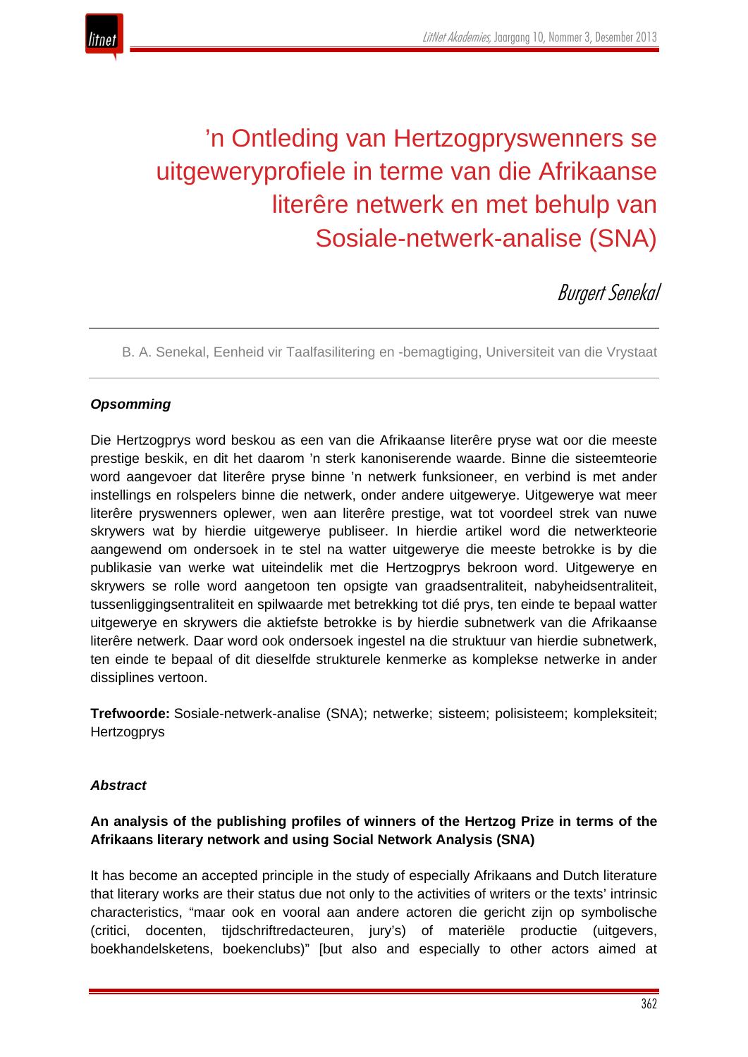# ’n Ontleding van Hertzogpryswenners se uitgeweryprofiele in terme van die Afrikaanse literêre netwerk en met behulp van Sosiale-netwerk-analise (SNA)

*Burgert Senekal*

B. A. Senekal, Eenheid vir Taalfasilitering en -bemagtiging, Universiteit van die Vrystaat

### *Opsomming*

Die Hertzogprys word beskou as een van die Afrikaanse literêre pryse wat oor die meeste prestige beskik, en dit het daarom ’n sterk kanoniserende waarde. Binne die sisteemteorie word aangevoer dat literêre pryse binne ’n netwerk funksioneer, en verbind is met ander instellings en rolspelers binne die netwerk, onder andere uitgewerye. Uitgewerye wat meer literêre pryswenners oplewer, wen aan literêre prestige, wat tot voordeel strek van nuwe skrywers wat by hierdie uitgewerye publiseer. In hierdie artikel word die netwerkteorie aangewend om ondersoek in te stel na watter uitgewerye die meeste betrokke is by die publikasie van werke wat uiteindelik met die Hertzogprys bekroon word. Uitgewerye en skrywers se rolle word aangetoon ten opsigte van graadsentraliteit, nabyheidsentraliteit, tussenliggingsentraliteit en spilwaarde met betrekking tot dié prys, ten einde te bepaal watter uitgewerye en skrywers die aktiefste betrokke is by hierdie subnetwerk van die Afrikaanse literêre netwerk. Daar word ook ondersoek ingestel na die struktuur van hierdie subnetwerk, ten einde te bepaal of dit dieselfde strukturele kenmerke as komplekse netwerke in ander dissiplines vertoon.

**Trefwoorde:** Sosiale-netwerk-analise (SNA); netwerke; sisteem; polisisteem; kompleksiteit; Hertzogprys

### *Abstract*

**An analysis of the publishing profiles of winners of the Hertzog Prize in terms of the Afrikaans literary network and using Social Network Analysis (SNA)**

It has become an accepted principle in the study of especially Afrikaans and Dutch literature that literary works are their status due not only to the activities of writers or the texts’ intrinsic characteristics, “maar ook en vooral aan andere actoren die gericht zijn op symbolische (critici, docenten, tijdschriftredacteuren, jury’s) of materiële productie (uitgevers, boekhandelsketens, boekenclubs)” [but also and especially to other actors aimed at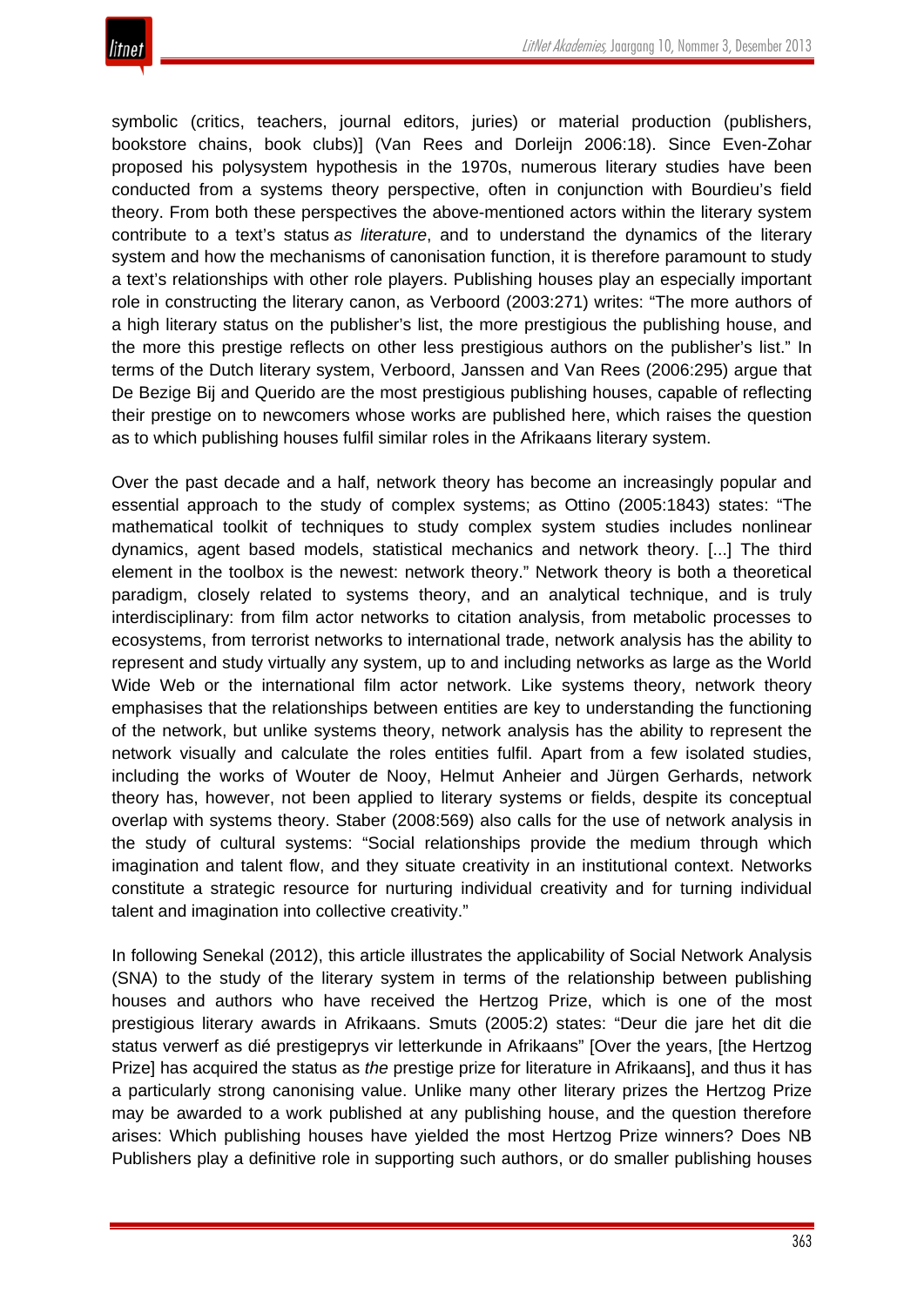symbolic (critics, teachers, journal editors, juries) or material production (publishers, bookstore chains, book clubs)] (Van Rees and Dorleijn 2006:18). Since Even-Zohar proposed his polysystem hypothesis in the 1970s, numerous literary studies have been conducted from a systems theory perspective, often in conjunction with Bourdieu's field theory. From both these perspectives the above-mentioned actors within the literary system contribute to a text's status *as literature*, and to understand the dynamics of the literary system and how the mechanisms of canonisation function, it is therefore paramount to study a text's relationships with other role players. Publishing houses play an especially important role in constructing the literary canon, as Verboord (2003:271) writes: "The more authors of a high literary status on the publisher's list, the more prestigious the publishing house, and the more this prestige reflects on other less prestigious authors on the publisher's list." In terms of the Dutch literary system, Verboord, Janssen and Van Rees (2006:295) argue that De Bezige Bij and Querido are the most prestigious publishing houses, capable of reflecting their prestige on to newcomers whose works are published here, which raises the question as to which publishing houses fulfil similar roles in the Afrikaans literary system.

Over the past decade and a half, network theory has become an increasingly popular and essential approach to the study of complex systems; as Ottino (2005:1843) states: "The mathematical toolkit of techniques to study complex system studies includes nonlinear dynamics, agent based models, statistical mechanics and network theory. [...] The third element in the toolbox is the newest: network theory." Network theory is both a theoretical paradigm, closely related to systems theory, and an analytical technique, and is truly interdisciplinary: from film actor networks to citation analysis, from metabolic processes to ecosystems, from terrorist networks to international trade, network analysis has the ability to represent and study virtually any system, up to and including networks as large as the World Wide Web or the international film actor network. Like systems theory, network theory emphasises that the relationships between entities are key to understanding the functioning of the network, but unlike systems theory, network analysis has the ability to represent the network visually and calculate the roles entities fulfil. Apart from a few isolated studies, including the works of Wouter de Nooy, Helmut Anheier and Jürgen Gerhards, network theory has, however, not been applied to literary systems or fields, despite its conceptual overlap with systems theory. Staber (2008:569) also calls for the use of network analysis in the study of cultural systems: "Social relationships provide the medium through which imagination and talent flow, and they situate creativity in an institutional context. Networks constitute a strategic resource for nurturing individual creativity and for turning individual talent and imagination into collective creativity."

In following Senekal (2012), this article illustrates the applicability of Social Network Analysis (SNA) to the study of the literary system in terms of the relationship between publishing houses and authors who have received the Hertzog Prize, which is one of the most prestigious literary awards in Afrikaans. Smuts (2005:2) states: "Deur die jare het dit die status verwerf as dié prestigeprys vir letterkunde in Afrikaans" [Over the years, [the Hertzog Prize] has acquired the status as *the* prestige prize for literature in Afrikaans], and thus it has a particularly strong canonising value. Unlike many other literary prizes the Hertzog Prize may be awarded to a work published at any publishing house, and the question therefore arises: Which publishing houses have yielded the most Hertzog Prize winners? Does NB Publishers play a definitive role in supporting such authors, or do smaller publishing houses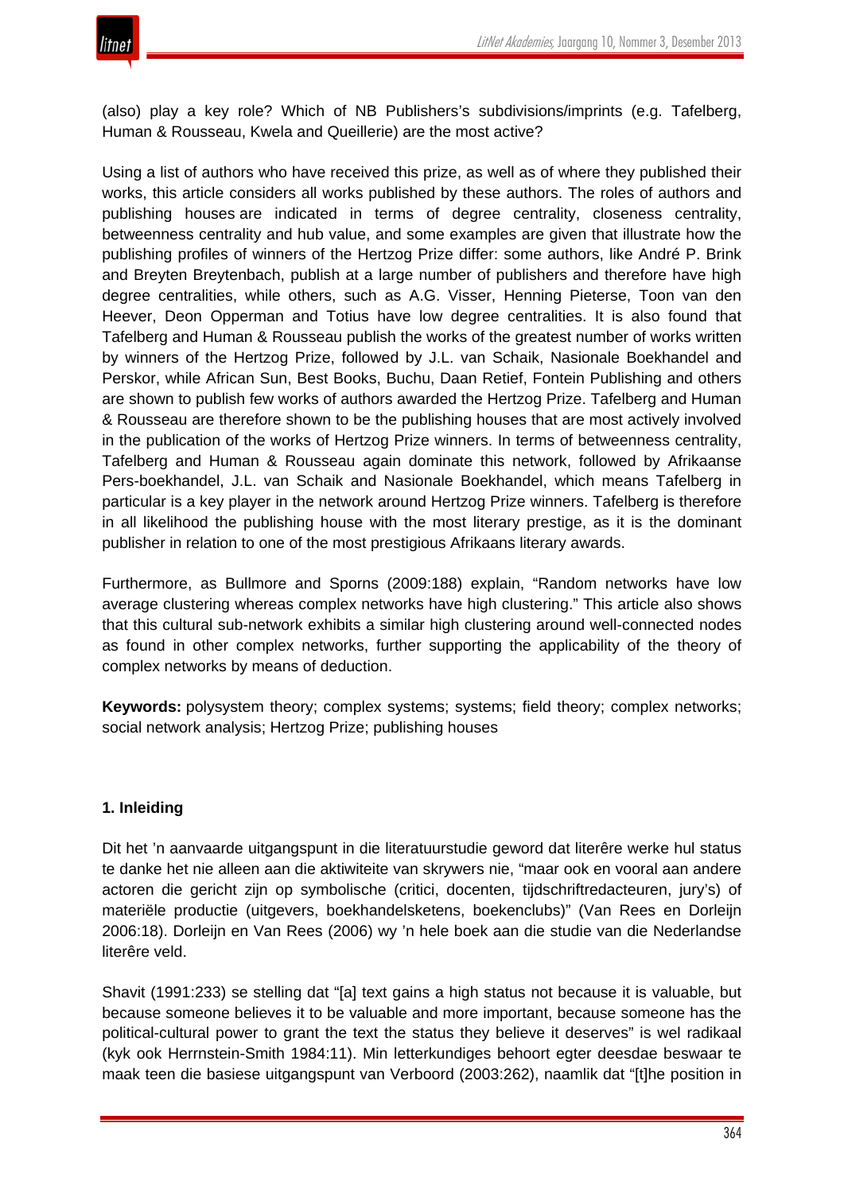(also) play a key role? Which of NB Publishers's subdivisions/imprints (e.g. Tafelberg, Human & Rousseau, Kwela and Queillerie) are the most active?

Using a list of authors who have received this prize, as well as of where they published their works, this article considers all works published by these authors. The roles of authors and publishing houses are indicated in terms of degree centrality, closeness centrality, betweenness centrality and hub value, and some examples are given that illustrate how the publishing profiles of winners of the Hertzog Prize differ: some authors, like André P. Brink and Breyten Breytenbach, publish at a large number of publishers and therefore have high degree centralities, while others, such as A.G. Visser, Henning Pieterse, Toon van den Heever, Deon Opperman and Totius have low degree centralities. It is also found that Tafelberg and Human & Rousseau publish the works of the greatest number of works written by winners of the Hertzog Prize, followed by J.L. van Schaik, Nasionale Boekhandel and Perskor, while African Sun, Best Books, Buchu, Daan Retief, Fontein Publishing and others are shown to publish few works of authors awarded the Hertzog Prize. Tafelberg and Human & Rousseau are therefore shown to be the publishing houses that are most actively involved in the publication of the works of Hertzog Prize winners. In terms of betweenness centrality, Tafelberg and Human & Rousseau again dominate this network, followed by Afrikaanse Pers-boekhandel, J.L. van Schaik and Nasionale Boekhandel, which means Tafelberg in particular is a key player in the network around Hertzog Prize winners. Tafelberg is therefore in all likelihood the publishing house with the most literary prestige, as it is the dominant publisher in relation to one of the most prestigious Afrikaans literary awards.

Furthermore, as Bullmore and Sporns (2009:188) explain, "Random networks have low average clustering whereas complex networks have high clustering." This article also shows that this cultural sub-network exhibits a similar high clustering around well-connected nodes as found in other complex networks, further supporting the applicability of the theory of complex networks by means of deduction.

**Keywords:** polysystem theory; complex systems; systems; field theory; complex networks; social network analysis; Hertzog Prize; publishing houses

## 1. Inleiding

Dit het 'n aanvaarde uitgangspunt in die literatuurstudie geword dat literêre werke hul status te danke het nie alleen aan die aktiwiteite van skrywers nie, "maar ook en vooral aan andere actoren die gericht zijn op symbolische (critici, docenten, tijdschriftredacteuren, jury's) of materiële productie (uitgevers, boekhandelsketens, boekenclubs)" (Van Rees en Dorleijn 2006:18). Dorleijn en Van Rees (2006) wy 'n hele boek aan die studie van die Nederlandse literêre veld.

Shavit (1991:233) se stelling dat "[a] text gains a high status not because it is valuable, but because someone believes it to be valuable and more important, because someone has the political-cultural power to grant the text the status they believe it deserves" is wel radikaal (kyk ook Herrnstein-Smith 1984:11). Min letterkundiges behoort egter deesdae beswaar te maak teen die basiese uitgangspunt van Verboord (2003:262), naamlik dat "[t]he position in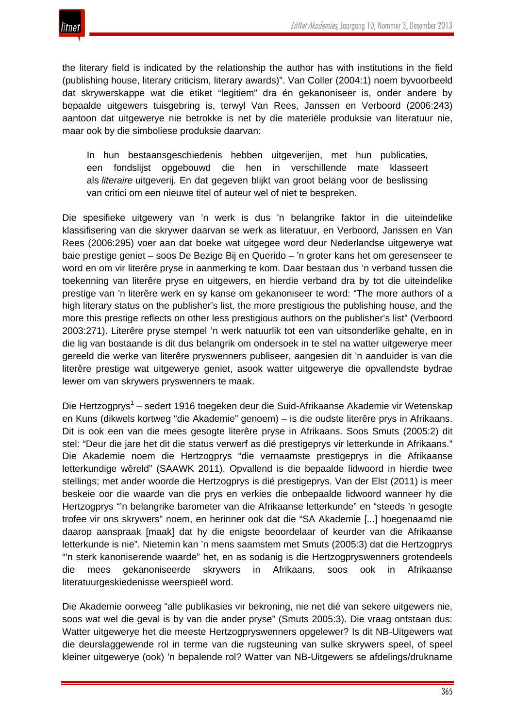the literary field is indicated by the relationship the author has with institutions in the field (publishing house, literary criticism, literary awards)". Van Coller (2004:1) noem byvoorbeeld dat skrywerskappe wat die etiket "legitiem" dra én gekanoniseer is, onder andere by bepaalde uitgewers tuisgebring is, terwyl Van Rees, Janssen en Verboord (2006:243) aantoon dat uitgewerye nie betrokke is net by die materiële produksie van literatuur nie, maar ook by die simboliese produksie daarvan:

> In hun bestaansgeschiedenis hebben uitgeverijen, met hun publicaties, een fondslijst opgebouwd die hen in verschillende mate klasseert als *literaire* uitgeverij. En dat gegeven blijkt van groot belang voor de beslissing van critici om een nieuwe titel of auteur wel of niet te bespreken.

Die spesifieke uitgewery van 'n werk is dus 'n belangrike faktor in die uiteindelike klassifisering van die skrywer daarvan se werk as literatuur, en Verboord, Janssen en Van Rees (2006:295) voer aan dat boeke wat uitgegee word deur Nederlandse uitgewerye wat baie prestige geniet – soos De Bezige Bij en Querido – 'n groter kans het om geresenseer te word en om vir literêre pryse in aanmerking te kom. Daar bestaan dus 'n verband tussen die toekenning van literêre pryse en uitgewers, en hierdie verband dra by tot die uiteindelike prestige van 'n literêre werk en sy kanse om gekanoniseer te word: "The more authors of a high literary status on the publisher's list, the more prestigious the publishing house, and the more this prestige reflects on other less prestigious authors on the publisher's list" (Verboord 2003:271). Literêre pryse stempel 'n werk natuurlik tot een van uitsonderlike gehalte, en in die lig van bostaande is dit dus belangrik om ondersoek in te stel na watter uitgewerye meer gereeld die werke van literêre pryswenners publiseer, aangesien dit 'n aanduider is van die literêre prestige wat uitgewerye geniet, asook watter uitgewerye die opvallendste bydrae lewer om van skrywers pryswenners te maak.

Die Hertzogprys[1] – sedert 1916 toegeken deur die Suid-Afrikaanse Akademie vir Wetenskap en Kuns (dikwels kortweg "die Akademie" genoem) – is die oudste literêre prys in Afrikaans. Dit is ook een van die mees gesogte literêre pryse in Afrikaans. Soos Smuts (2005:2) dit stel: "Deur die jare het dit die status verwerf as dié prestigeprys vir letterkunde in Afrikaans." Die Akademie noem die Hertzogprys "die vernaamste prestigeprys in die Afrikaanse letterkundige wêreld" (SAAWK 2011). Opvallend is die bepaalde lidwoord in hierdie twee stellings; met ander woorde die Hertzogprys is dié prestigeprys. Van der Elst (2011) is meer beskeie oor die waarde van die prys en verkies die onbepaalde lidwoord wanneer hy die Hertzogprys "'n belangrike barometer van die Afrikaanse letterkunde" en "steeds 'n gesogte trofee vir ons skrywers" noem, en herinner ook dat die "SA Akademie [...] hoegenaamd nie daarop aanspraak [maak] dat hy die enigste beoordelaar of keurder van die Afrikaanse letterkunde is nie". Nietemin kan 'n mens saamstem met Smuts (2005:3) dat die Hertzogprys "'n sterk kanoniserende waarde" het, en as sodanig is die Hertzogpryswenners grotendeels die mees gekanoniseerde skrywers in Afrikaans, soos ook in Afrikaanse literatuurgeskiedenisse weerspieël word.

Die Akademie oorweeg "alle publikasies vir bekroning, nie net dié van sekere uitgewers nie, soos wat wel die geval is by van die ander pryse" (Smuts 2005:3). Die vraag ontstaan dus: Watter uitgewerye het die meeste Hertzogpryswenners opgelewer? Is dit NB-Uitgewers wat die deurslaggewende rol in terme van die rugsteuning van sulke skrywers speel, of speel kleiner uitgewerye (ook) 'n bepalende rol? Watter van NB-Uitgewers se afdelings/drukname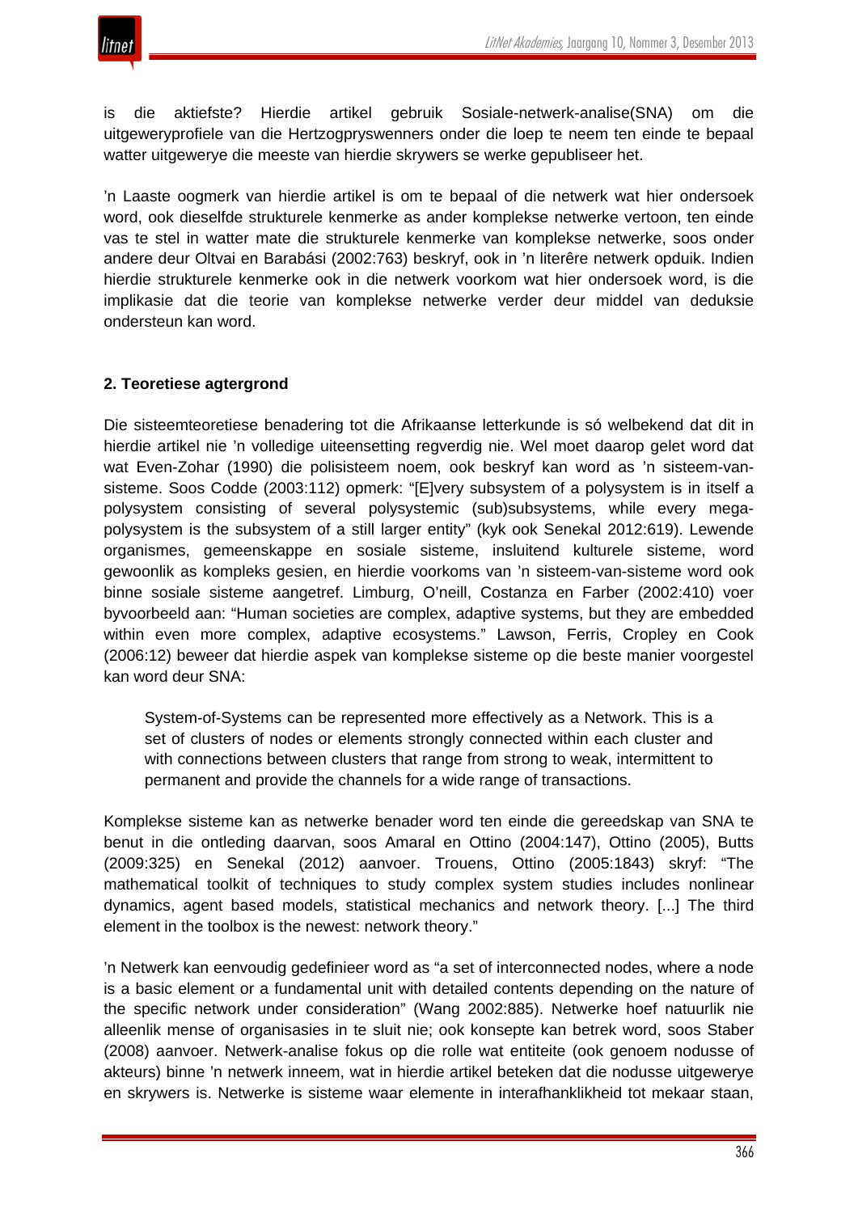is die aktiefste? Hierdie artikel gebruik Sosiale-netwerk-analise(SNA) om die uitgeweryprofiele van die Hertzogpryswenners onder die loep te neem ten einde te bepaal watter uitgewerye die meeste van hierdie skrywers se werke gepubliseer het.

'n Laaste oogmerk van hierdie artikel is om te bepaal of die netwerk wat hier ondersoek word, ook dieselfde strukturele kenmerke as ander komplekse netwerke vertoon, ten einde vas te stel in watter mate die strukturele kenmerke van komplekse netwerke, soos onder andere deur Oltvai en Barabási (2002:763) beskryf, ook in 'n literêre netwerk opduik. Indien hierdie strukturele kenmerke ook in die netwerk voorkom wat hier ondersoek word, is die implikasie dat die teorie van komplekse netwerke verder deur middel van deduksie ondersteun kan word.

## 2. Teoretiese agtergrond

Die sisteemteoretiese benadering tot die Afrikaanse letterkunde is só welbekend dat dit in hierdie artikel nie 'n volledige uiteensetting regverdig nie. Wel moet daarop gelet word dat wat Even-Zohar (1990) die polisisteem noem, ook beskryf kan word as 'n sisteem-van-sisteme. Soos Codde (2003:112) opmerk: "[E]very subsystem of a polysystem is in itself a polysystem consisting of several polysystemic (sub)subsystems, while every mega-polysystem is the subsystem of a still larger entity" (kyk ook Senekal 2012:619). Lewende organismes, gemeenskappe en sosiale sisteme, insluitend kulturele sisteme, word gewoonlik as kompleks gesien, en hierdie voorkoms van 'n sisteem-van-sisteme word ook binne sosiale sisteme aangetref. Limburg, O'neill, Costanza en Farber (2002:410) voer byvoorbeeld aan: "Human societies are complex, adaptive systems, but they are embedded within even more complex, adaptive ecosystems." Lawson, Ferris, Cropley en Cook (2006:12) beweer dat hierdie aspek van komplekse sisteme op die beste manier voorgestel kan word deur SNA:

> System-of-Systems can be represented more effectively as a Network. This is a set of clusters of nodes or elements strongly connected within each cluster and with connections between clusters that range from strong to weak, intermittent to permanent and provide the channels for a wide range of transactions.

Komplekse sisteme kan as netwerke benader word ten einde die gereedskap van SNA te benut in die ontleding daarvan, soos Amaral en Ottino (2004:147), Ottino (2005), Butts (2009:325) en Senekal (2012) aanvoer. Trouens, Ottino (2005:1843) skryf: "The mathematical toolkit of techniques to study complex system studies includes nonlinear dynamics, agent based models, statistical mechanics and network theory. [...] The third element in the toolbox is the newest: network theory."

'n Netwerk kan eenvoudig gedefinieer word as "a set of interconnected nodes, where a node is a basic element or a fundamental unit with detailed contents depending on the nature of the specific network under consideration" (Wang 2002:885). Netwerke hoef natuurlik nie alleenlik mense of organisasies in te sluit nie; ook konsepte kan betrek word, soos Staber (2008) aanvoer. Netwerk-analise fokus op die rolle wat entiteite (ook genoem nodusse of akteurs) binne 'n netwerk inneem, wat in hierdie artikel beteken dat die nodusse uitgewerye en skrywers is. Netwerke is sisteme waar elemente in interafhanklikheid tot mekaar staan,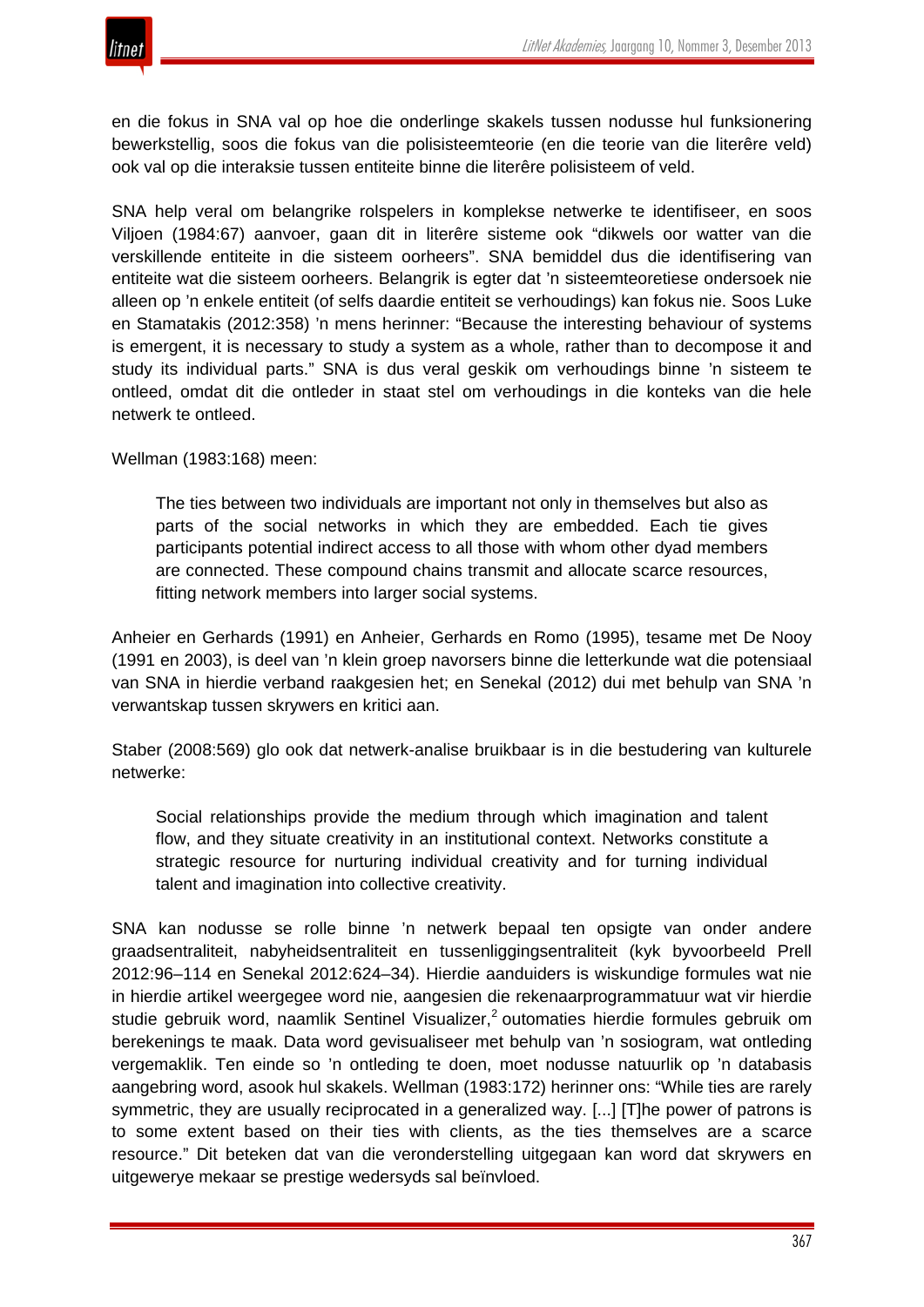en die fokus in SNA val op hoe die onderlinge skakels tussen nodusse hul funksionering bewerkstellig, soos die fokus van die polisisteemteorie (en die teorie van die literêre veld) ook val op die interaksie tussen entiteite binne die literêre polisisteem of veld.

SNA help veral om belangrike rolspelers in komplekse netwerke te identifiseer, en soos Viljoen (1984:67) aanvoer, gaan dit in literêre sisteme ook "dikwels oor watter van die verskillende entiteite in die sisteem oorheers". SNA bemiddel dus die identifisering van entiteite wat die sisteem oorheers. Belangrik is egter dat 'n sisteemteoretiese ondersoek nie alleen op 'n enkele entiteit (of selfs daardie entiteit se verhoudings) kan fokus nie. Soos Luke en Stamatakis (2012:358) 'n mens herinner: "Because the interesting behaviour of systems is emergent, it is necessary to study a system as a whole, rather than to decompose it and study its individual parts." SNA is dus veral geskik om verhoudings binne 'n sisteem te ontleed, omdat dit die ontleder in staat stel om verhoudings in die konteks van die hele netwerk te ontleed.

Wellman (1983:168) meen:

> The ties between two individuals are important not only in themselves but also as parts of the social networks in which they are embedded. Each tie gives participants potential indirect access to all those with whom other dyad members are connected. These compound chains transmit and allocate scarce resources, fitting network members into larger social systems.

Anheier en Gerhards (1991) en Anheier, Gerhards en Romo (1995), tesame met De Nooy (1991 en 2003), is deel van 'n klein groep navorsers binne die letterkunde wat die potensiaal van SNA in hierdie verband raakgesien het; en Senekal (2012) dui met behulp van SNA 'n verwantskap tussen skrywers en kritici aan.

Staber (2008:569) glo ook dat netwerk-analise bruikbaar is in die bestudering van kulturele netwerke:

> Social relationships provide the medium through which imagination and talent flow, and they situate creativity in an institutional context. Networks constitute a strategic resource for nurturing individual creativity and for turning individual talent and imagination into collective creativity.

SNA kan nodusse se rolle binne 'n netwerk bepaal ten opsigte van onder andere graadsentraliteit, nabyheidsentraliteit en tussenliggingsentraliteit (kyk byvoorbeeld Prell 2012:96–114 en Senekal 2012:624–34). Hierdie aanduiders is wiskundige formules wat nie in hierdie artikel weergegee word nie, aangesien die rekenaarprogrammatuur wat vir hierdie studie gebruik word, naamlik Sentinel Visualizer,[2] outomaties hierdie formules gebruik om berekenings te maak. Data word gevisualiseer met behulp van 'n sosiogram, wat ontleding vergemaklik. Ten einde so 'n ontleding te doen, moet nodusse natuurlik op 'n databasis aangebring word, asook hul skakels. Wellman (1983:172) herinner ons: "While ties are rarely symmetric, they are usually reciprocated in a generalized way. [...] [T]he power of patrons is to some extent based on their ties with clients, as the ties themselves are a scarce resource." Dit beteken dat van die veronderstelling uitgegaan kan word dat skrywers en uitgewerye mekaar se prestige wedersyds sal beïnvloed.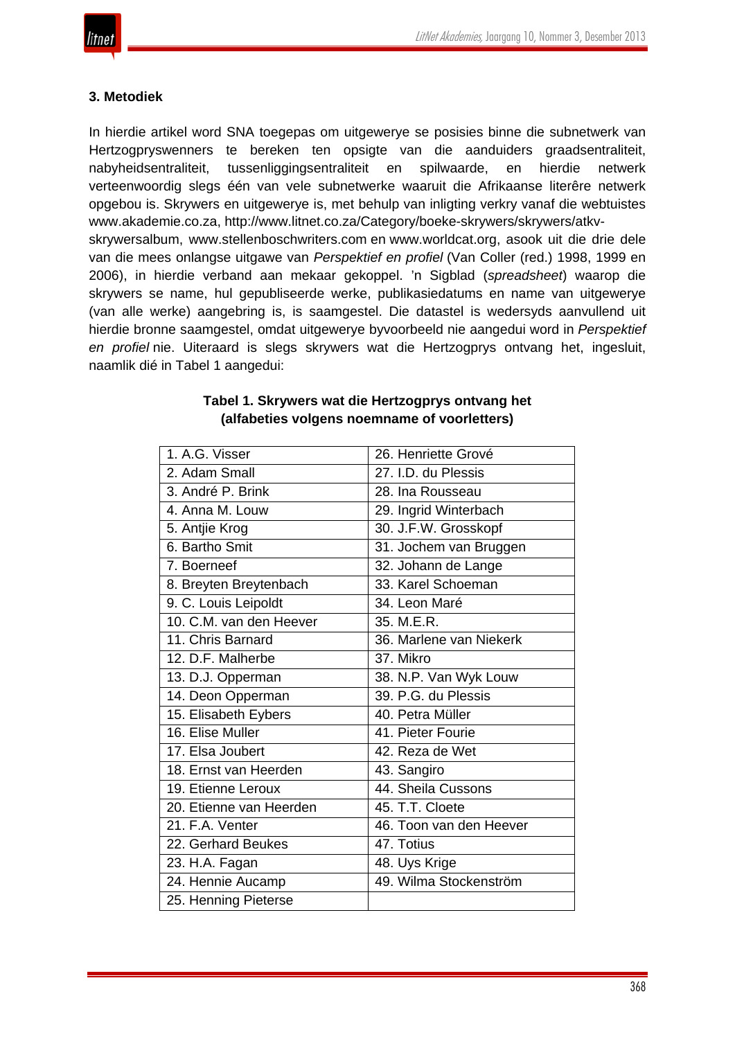### 3. Metodiek

In hierdie artikel word SNA toegepas om uitgewerye se posisies binne die subnetwerk van Hertzogpryswenners te bereken ten opsigte van die aanduiders graadsentraliteit, nabyheidsentraliteit, tussenliggingsentraliteit en spilwaarde, en hierdie netwerk verteenwoordig slegs één van vele subnetwerke waaruit die Afrikaanse literêre netwerk opgebou is. Skrywers en uitgewerye is, met behulp van inligting verkry vanaf die webtuistes www.akademie.co.za, http://www.litnet.co.za/Category/boeke-skrywers/skrywers/atkv-skrywersalbum, www.stellenboschwriters.com en www.worldcat.org, asook uit die drie dele van die mees onlangse uitgawe van *Perspektief en profiel* (Van Coller (red.) 1998, 1999 en 2006), in hierdie verband aan mekaar gekoppel. 'n Sigblad (*spreadsheet*) waarop die skrywers se name, hul gepubliseerde werke, publikasiedatums en name van uitgewerye (van alle werke) aangebring is, is saamgestel. Die datastel is wedersyds aanvullend uit hierdie bronne saamgestel, omdat uitgewerye byvoorbeeld nie aangedui word in *Perspektief en profiel* nie. Uiteraard is slegs skrywers wat die Hertzogprys ontvang het, ingesluit, naamlik dié in Tabel 1 aangedui:

**Tabel 1. Skrywers wat die Hertzogprys ontvang het (alfabeties volgens noemname of voorletters)**

| | |
|---|---|
| 1. A.G. Visser | 26. Henriette Grové |
| 2. Adam Small | 27. I.D. du Plessis |
| 3. André P. Brink | 28. Ina Rousseau |
| 4. Anna M. Louw | 29. Ingrid Winterbach |
| 5. Antjie Krog | 30. J.F.W. Grosskopf |
| 6. Bartho Smit | 31. Jochem van Bruggen |
| 7. Boerneef | 32. Johann de Lange |
| 8. Breyten Breytenbach | 33. Karel Schoeman |
| 9. C. Louis Leipoldt | 34. Leon Maré |
| 10. C.M. van den Heever | 35. M.E.R. |
| 11. Chris Barnard | 36. Marlene van Niekerk |
| 12. D.F. Malherbe | 37. Mikro |
| 13. D.J. Opperman | 38. N.P. Van Wyk Louw |
| 14. Deon Opperman | 39. P.G. du Plessis |
| 15. Elisabeth Eybers | 40. Petra Müller |
| 16. Elise Muller | 41. Pieter Fourie |
| 17. Elsa Joubert | 42. Reza de Wet |
| 18. Ernst van Heerden | 43. Sangiro |
| 19. Etienne Leroux | 44. Sheila Cussons |
| 20. Etienne van Heerden | 45. T.T. Cloete |
| 21. F.A. Venter | 46. Toon van den Heever |
| 22. Gerhard Beukes | 47. Totius |
| 23. H.A. Fagan | 48. Uys Krige |
| 24. Hennie Aucamp | 49. Wilma Stockenström |
| 25. Henning Pieterse | |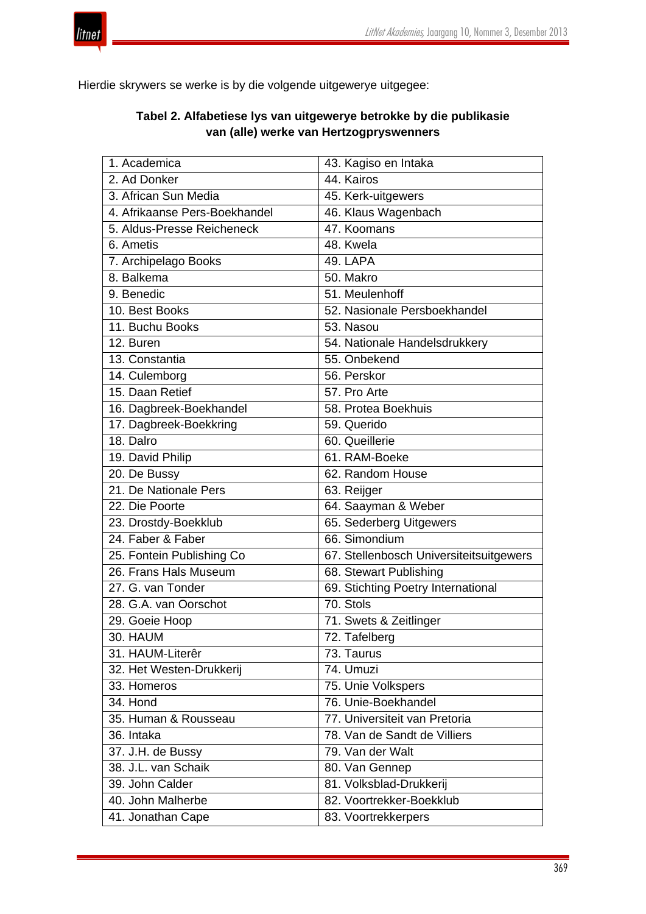Hierdie skrywers se werke is by die volgende uitgewerye uitgegee:

**Tabel 2. Alfabetiese lys van uitgewerye betrokke by die publikasie van (alle) werke van Hertzogpryswenners**

| | |
|---|---|
| 1. Academica | 43. Kagiso en Intaka |
| 2. Ad Donker | 44. Kairos |
| 3. African Sun Media | 45. Kerk-uitgewers |
| 4. Afrikaanse Pers-Boekhandel | 46. Klaus Wagenbach |
| 5. Aldus-Presse Reicheneck | 47. Koomans |
| 6. Ametis | 48. Kwela |
| 7. Archipelago Books | 49. LAPA |
| 8. Balkema | 50. Makro |
| 9. Benedic | 51. Meulenhoff |
| 10. Best Books | 52. Nasionale Persboekhandel |
| 11. Buchu Books | 53. Nasou |
| 12. Buren | 54. Nationale Handelsdrukkery |
| 13. Constantia | 55. Onbekend |
| 14. Culemborg | 56. Perskor |
| 15. Daan Retief | 57. Pro Arte |
| 16. Dagbreek-Boekhandel | 58. Protea Boekhuis |
| 17. Dagbreek-Boekkring | 59. Querido |
| 18. Dalro | 60. Queillerie |
| 19. David Philip | 61. RAM-Boeke |
| 20. De Bussy | 62. Random House |
| 21. De Nationale Pers | 63. Reijger |
| 22. Die Poorte | 64. Saayman & Weber |
| 23. Drostdy-Boekklub | 65. Sederberg Uitgewers |
| 24. Faber & Faber | 66. Simondium |
| 25. Fontein Publishing Co | 67. Stellenbosch Universiteitsuitgewers |
| 26. Frans Hals Museum | 68. Stewart Publishing |
| 27. G. van Tonder | 69. Stichting Poetry International |
| 28. G.A. van Oorschot | 70. Stols |
| 29. Goeie Hoop | 71. Swets & Zeitlinger |
| 30. HAUM | 72. Tafelberg |
| 31. HAUM-Literêr | 73. Taurus |
| 32. Het Westen-Drukkerij | 74. Umuzi |
| 33. Homeros | 75. Unie Volkspers |
| 34. Hond | 76. Unie-Boekhandel |
| 35. Human & Rousseau | 77. Universiteit van Pretoria |
| 36. Intaka | 78. Van de Sandt de Villiers |
| 37. J.H. de Bussy | 79. Van der Walt |
| 38. J.L. van Schaik | 80. Van Gennep |
| 39. John Calder | 81. Volksblad-Drukkerij |
| 40. John Malherbe | 82. Voortrekker-Boekklub |
| 41. Jonathan Cape | 83. Voortrekkerpers |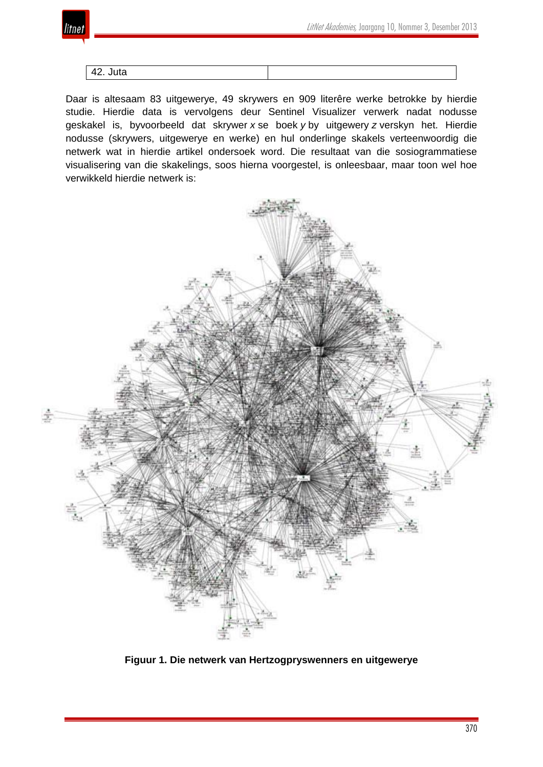| 42. Juta | |
| --- | --- |

Daar is altesaam 83 uitgewerye, 49 skrywers en 909 literêre werke betrokke by hierdie studie. Hierdie data is vervolgens deur Sentinel Visualizer verwerk nadat nodusse geskakel is, byvoorbeeld dat skrywer *x* se boek *y* by uitgewery *z* verskyn het. Hierdie nodusse (skrywers, uitgewerye en werke) en hul onderlinge skakels verteenwoordig die netwerk wat in hierdie artikel ondersoek word. Die resultaat van die sosiogrammatiese visualisering van die skakelings, soos hierna voorgestel, is onleesbaar, maar toon wel hoe verwikkeld hierdie netwerk is:

**Figuur 1. Die netwerk van Hertzogpryswenners en uitgewerye**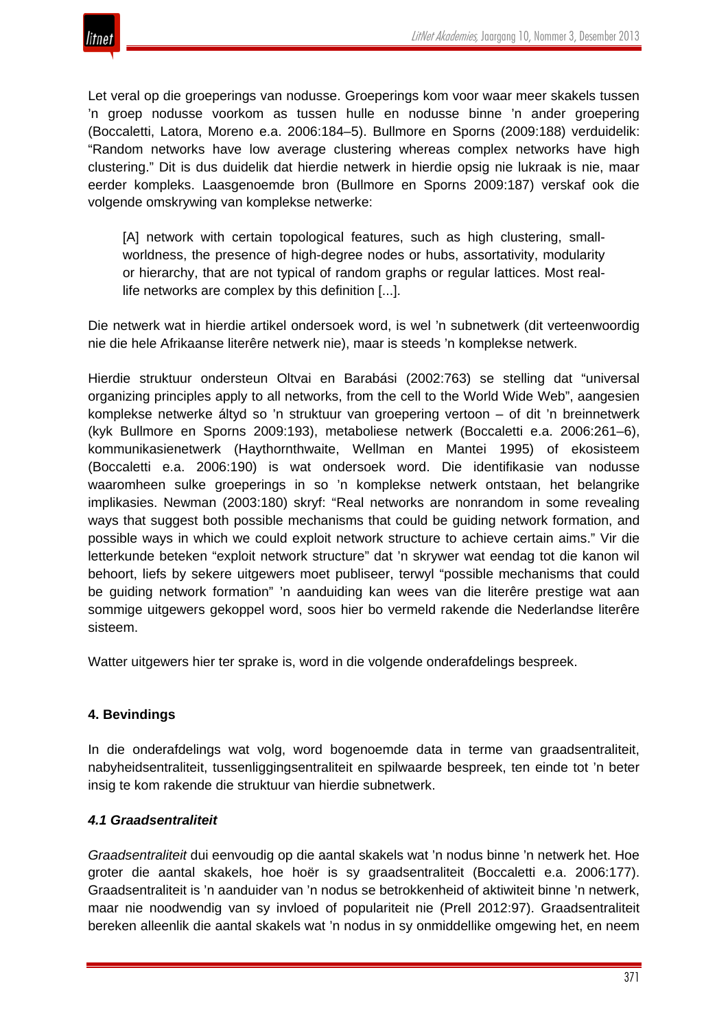Let veral op die groeperings van nodusse. Groeperings kom voor waar meer skakels tussen 'n groep nodusse voorkom as tussen hulle en nodusse binne 'n ander groepering (Boccaletti, Latora, Moreno e.a. 2006:184–5). Bullmore en Sporns (2009:188) verduidelik: "Random networks have low average clustering whereas complex networks have high clustering." Dit is dus duidelik dat hierdie netwerk in hierdie opsig nie lukraak is nie, maar eerder kompleks. Laasgenoemde bron (Bullmore en Sporns 2009:187) verskaf ook die volgende omskrywing van komplekse netwerke:

> [A] network with certain topological features, such as high clustering, small-worldness, the presence of high-degree nodes or hubs, assortativity, modularity or hierarchy, that are not typical of random graphs or regular lattices. Most real-life networks are complex by this definition [...].

Die netwerk wat in hierdie artikel ondersoek word, is wel 'n subnetwerk (dit verteenwoordig nie die hele Afrikaanse literêre netwerk nie), maar is steeds 'n komplekse netwerk.

Hierdie struktuur ondersteun Oltvai en Barabási (2002:763) se stelling dat "universal organizing principles apply to all networks, from the cell to the World Wide Web", aangesien komplekse netwerke áltyd so 'n struktuur van groepering vertoon – of dit 'n breinnetwerk (kyk Bullmore en Sporns 2009:193), metaboliese netwerk (Boccaletti e.a. 2006:261–6), kommunikasienetwerk (Haythornthwaite, Wellman en Mantei 1995) of ekosisteem (Boccaletti e.a. 2006:190) is wat ondersoek word. Die identifikasie van nodusse waaromheen sulke groeperings in so 'n komplekse netwerk ontstaan, het belangrike implikasies. Newman (2003:180) skryf: "Real networks are nonrandom in some revealing ways that suggest both possible mechanisms that could be guiding network formation, and possible ways in which we could exploit network structure to achieve certain aims." Vir die letterkunde beteken "exploit network structure" dat 'n skrywer wat eendag tot die kanon wil behoort, liefs by sekere uitgewers moet publiseer, terwyl "possible mechanisms that could be guiding network formation" 'n aanduiding kan wees van die literêre prestige wat aan sommige uitgewers gekoppel word, soos hier bo vermeld rakende die Nederlandse literêre sisteem.

Watter uitgewers hier ter sprake is, word in die volgende onderafdelings bespreek.

## 4. Bevindings

In die onderafdelings wat volg, word bogenoemde data in terme van graadsentraliteit, nabyheidsentraliteit, tussenliggingsentraliteit en spilwaarde bespreek, ten einde tot 'n beter insig te kom rakende die struktuur van hierdie subnetwerk.

### *4.1 Graadsentraliteit*

*Graadsentraliteit* dui eenvoudig op die aantal skakels wat 'n nodus binne 'n netwerk het. Hoe groter die aantal skakels, hoe hoër is sy graadsentraliteit (Boccaletti e.a. 2006:177). Graadsentraliteit is 'n aanduider van 'n nodus se betrokkenheid of aktiwiteit binne 'n netwerk, maar nie noodwendig van sy invloed of populariteit nie (Prell 2012:97). Graadsentraliteit bereken alleenlik die aantal skakels wat 'n nodus in sy onmiddellike omgewing het, en neem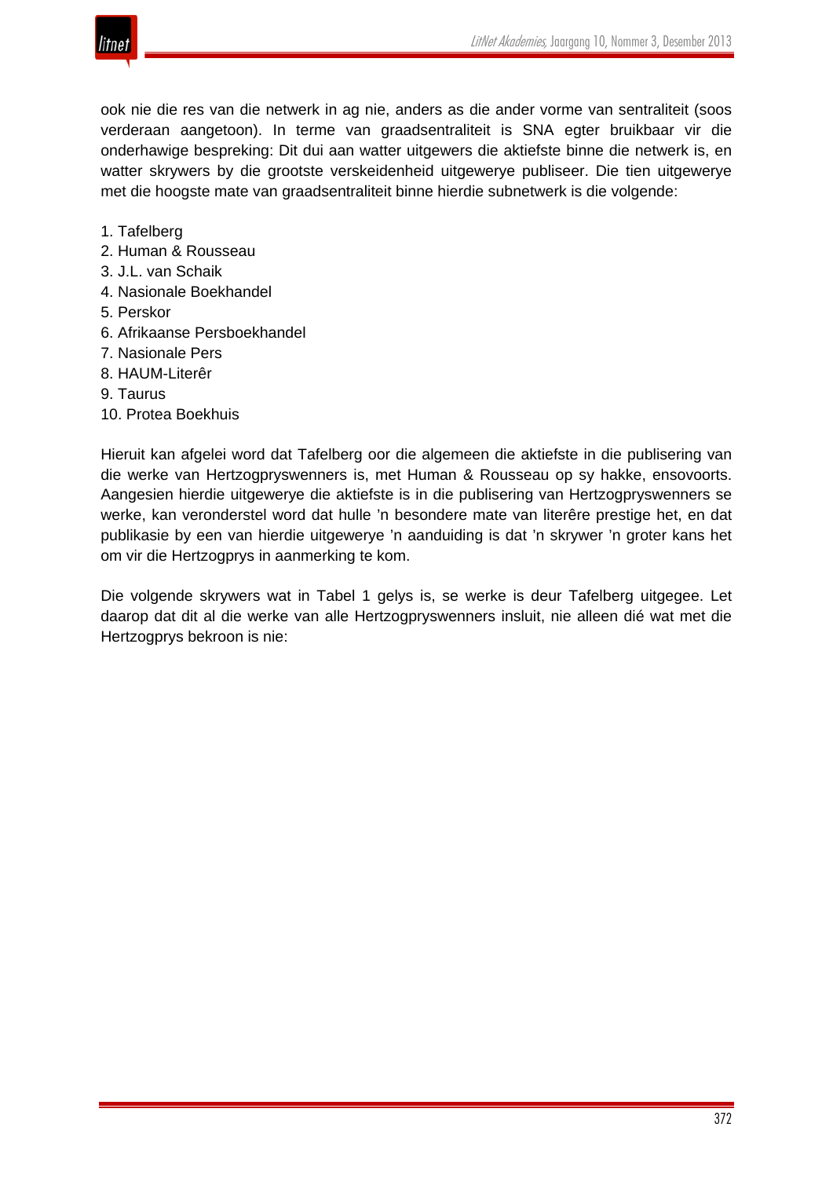ook nie die res van die netwerk in ag nie, anders as die ander vorme van sentraliteit (soos verderaan aangetoon). In terme van graadsentraliteit is SNA egter bruikbaar vir die onderhawige bespreking: Dit dui aan watter uitgewers die aktiefste binne die netwerk is, en watter skrywers by die grootste verskeidenheid uitgewerye publiseer. Die tien uitgewerye met die hoogste mate van graadsentraliteit binne hierdie subnetwerk is die volgende:

1. Tafelberg
2. Human & Rousseau
3. J.L. van Schaik
4. Nasionale Boekhandel
5. Perskor
6. Afrikaanse Persboekhandel
7. Nasionale Pers
8. HAUM-Literêr
9. Taurus
10. Protea Boekhuis

Hieruit kan afgelei word dat Tafelberg oor die algemeen die aktiefste in die publisering van die werke van Hertzogpryswenners is, met Human & Rousseau op sy hakke, ensovoorts. Aangesien hierdie uitgewerye die aktiefste is in die publisering van Hertzogpryswenners se werke, kan veronderstel word dat hulle 'n besondere mate van literêre prestige het, en dat publikasie by een van hierdie uitgewerye 'n aanduiding is dat 'n skrywer 'n groter kans het om vir die Hertzogprys in aanmerking te kom.

Die volgende skrywers wat in Tabel 1 gelys is, se werke is deur Tafelberg uitgegee. Let daarop dat dit al die werke van alle Hertzogpryswenners insluit, nie alleen dié wat met die Hertzogprys bekroon is nie: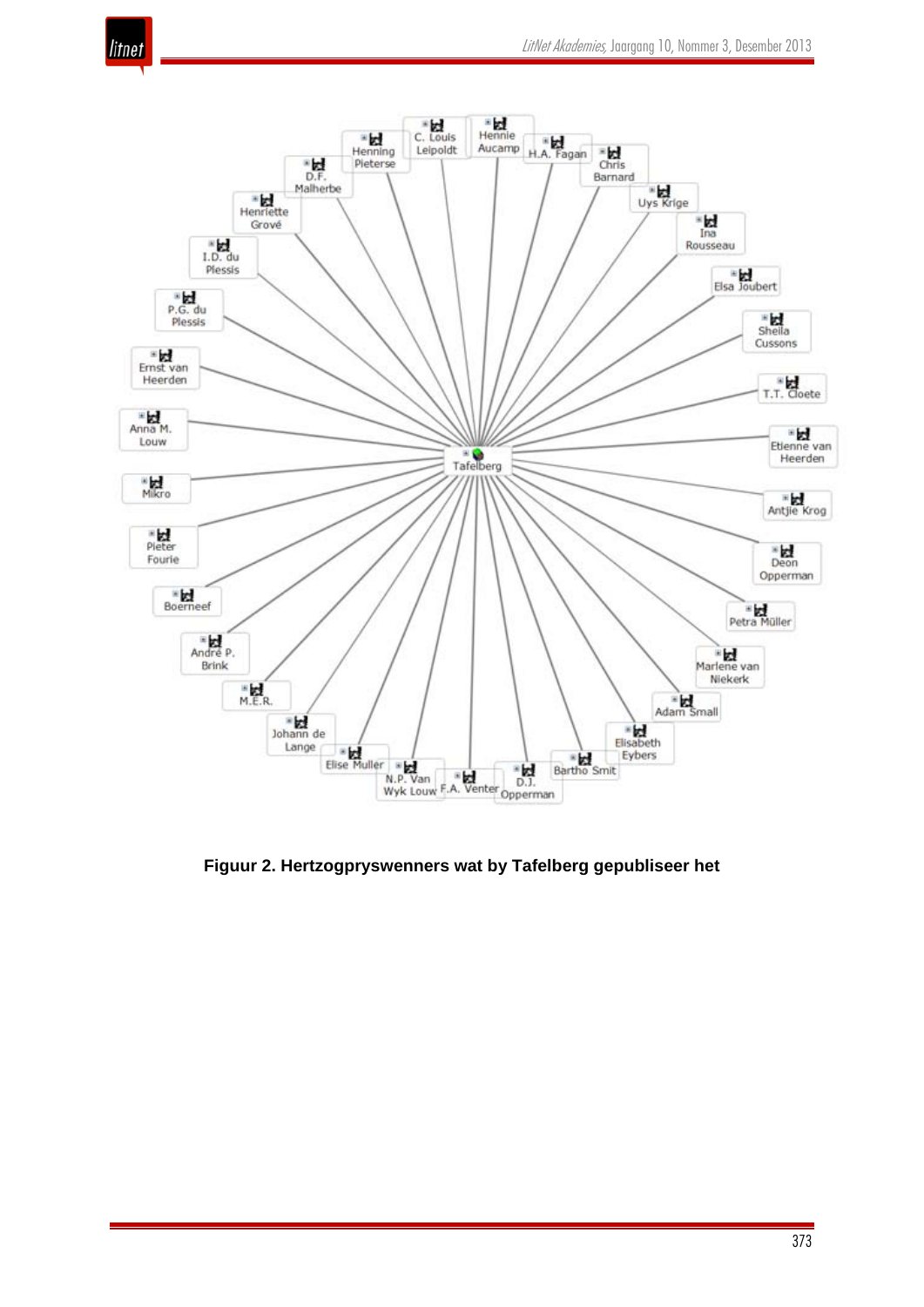**Figuur 2. Hertzogpryswenners wat by Tafelberg gepubliseer het**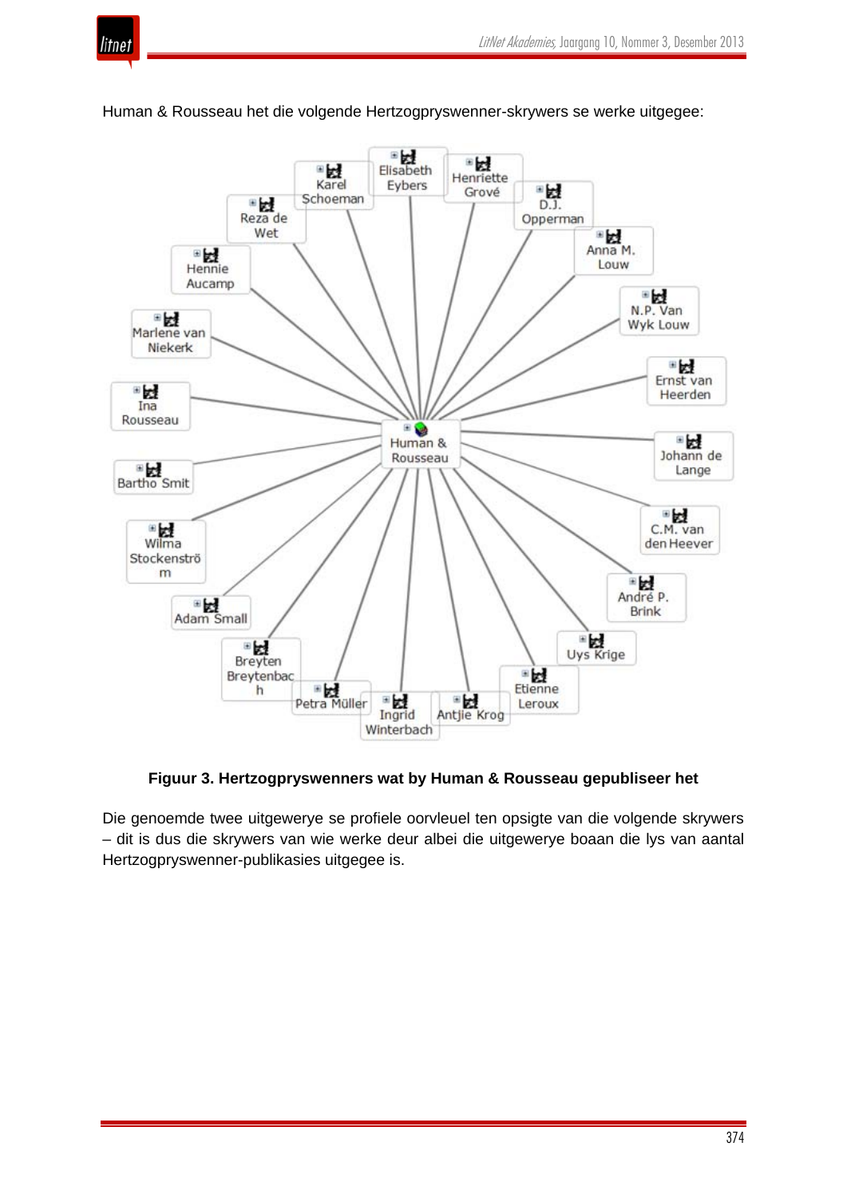Human & Rousseau het die volgende Hertzogpryswenner-skrywers se werke uitgegee:

**Figuur 3. Hertzogpryswenners wat by Human & Rousseau gepubliseer het**

Die genoemde twee uitgewerye se profiele oorvleuel ten opsigte van die volgende skrywers – dit is dus die skrywers van wie werke deur albei die uitgewerye boaan die lys van aantal Hertzogpryswenner-publikasies uitgegee is.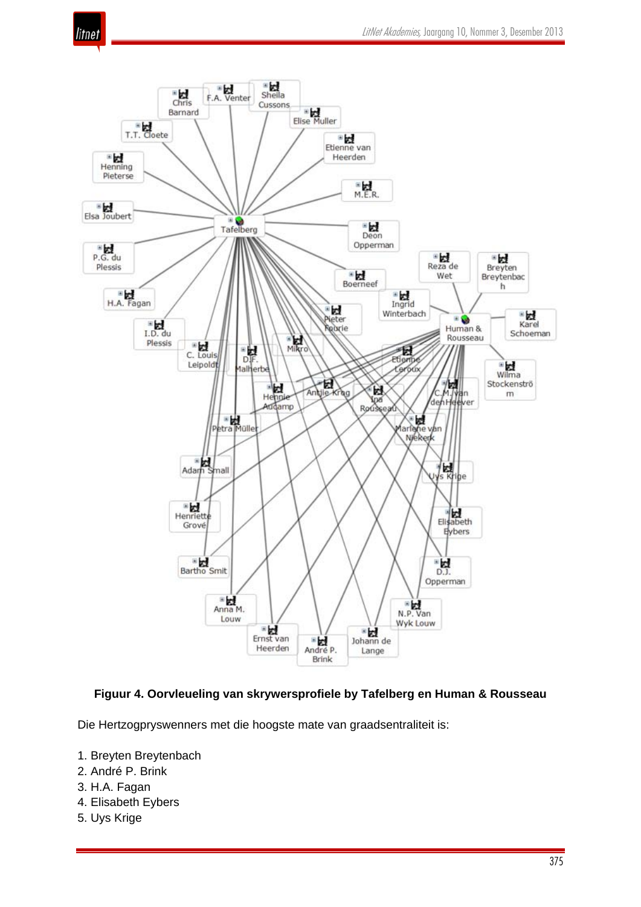**Figuur 4. Oorvleueling van skrywersprofiele by Tafelberg en Human & Rousseau**

Die Hertzogpryswenners met die hoogste mate van graadsentraliteit is:

1. Breyten Breytenbach
2. André P. Brink
3. H.A. Fagan
4. Elisabeth Eybers
5. Uys Krige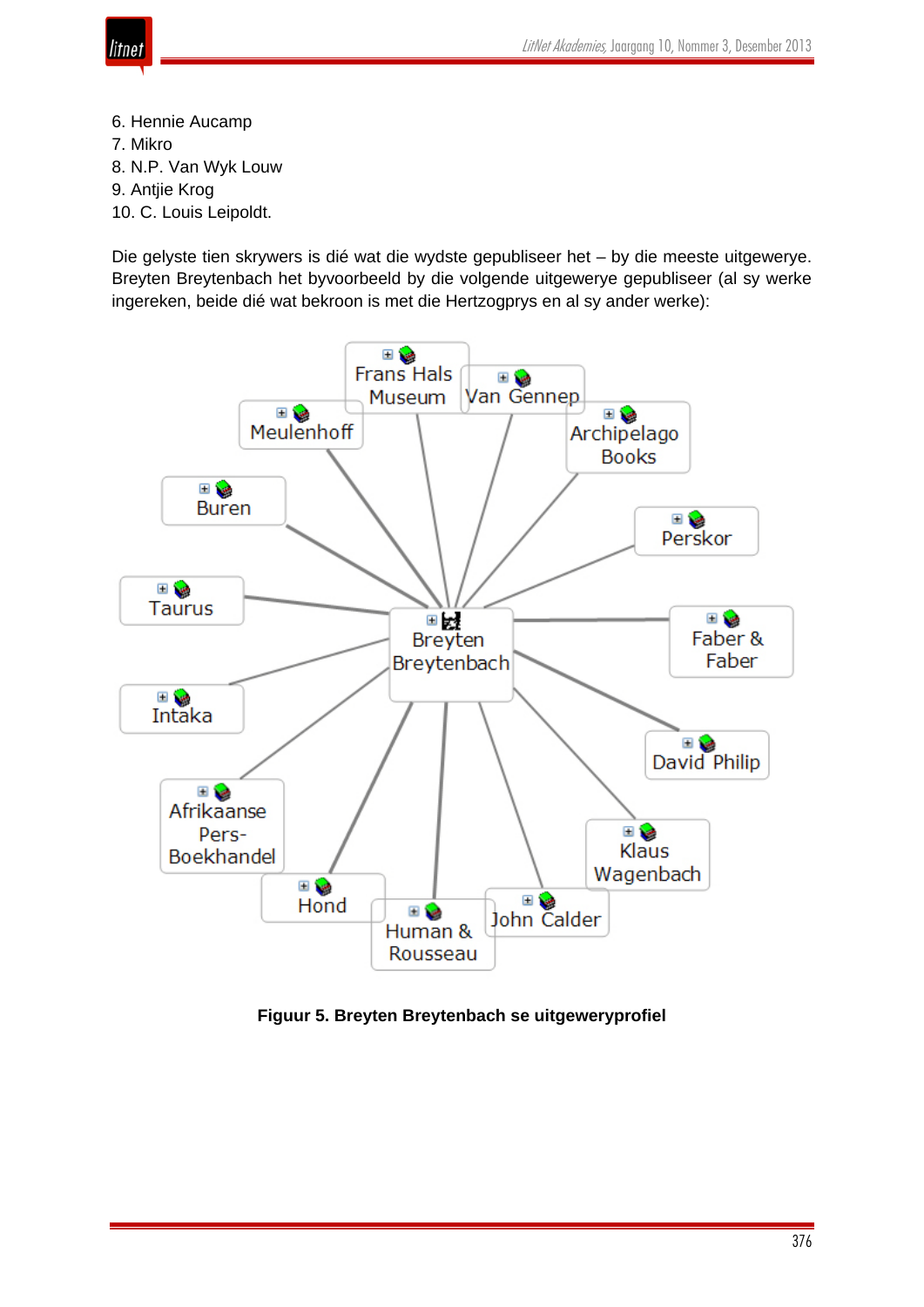6. Hennie Aucamp
7. Mikro
8. N.P. Van Wyk Louw
9. Antjie Krog
10. C. Louis Leipoldt.

Die gelyste tien skrywers is dié wat die wydste gepubliseer het – by die meeste uitgewerye. Breyten Breytenbach het byvoorbeeld by die volgende uitgewerye gepubliseer (al sy werke ingereken, beide dié wat bekroon is met die Hertzogprys en al sy ander werke):

**Figuur 5. Breyten Breytenbach se uitgeweryprofiel**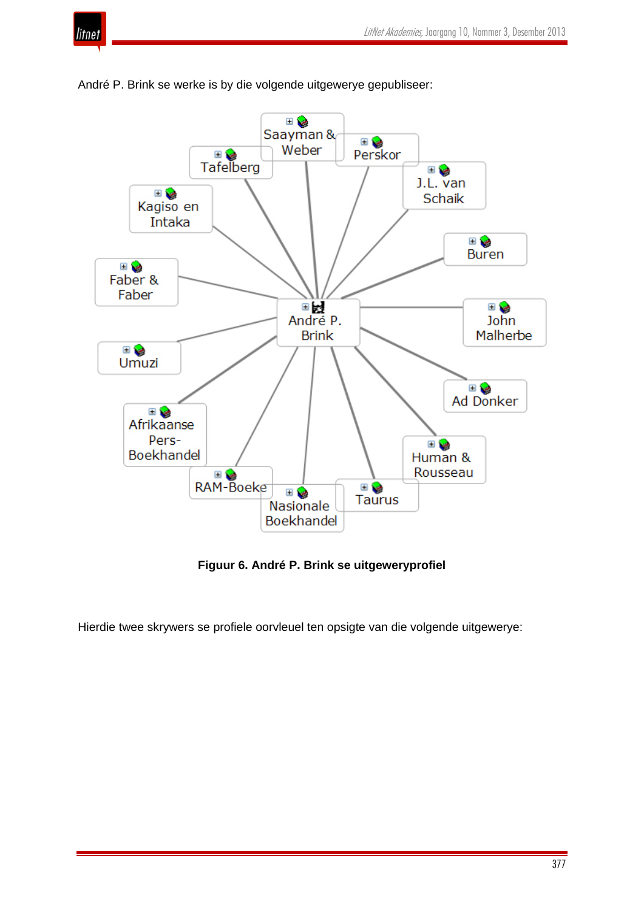André P. Brink se werke is by die volgende uitgewerye gepubliseer:

Saayman & Weber

Tafelberg

Perskor

J.L. van Schaik

Kagiso en Intaka

Buren

Faber & Faber

André P. Brink

John Malherbe

Umuzi

Ad Donker

Afrikaanse Pers-Boekhandel

Human & Rousseau

RAM-Boeke

Taurus

Nasionale Boekhandel

**Figuur 6. André P. Brink se uitgeweryprofiel**

Hierdie twee skrywers se profiele oorvleuel ten opsigte van die volgende uitgewerye: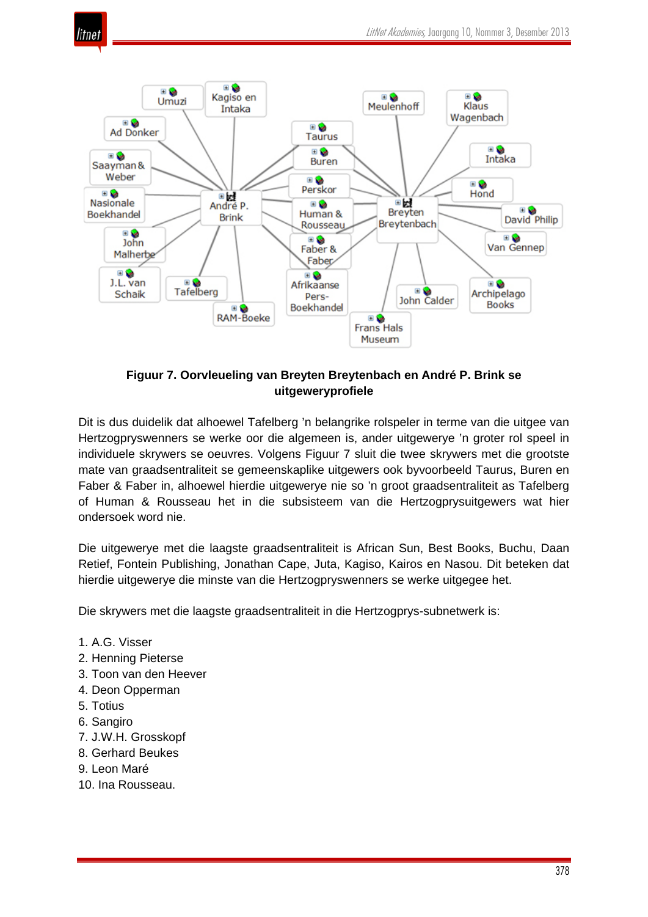**Figuur 7. Oorvleueling van Breyten Breytenbach en André P. Brink se uitgeweryprofiele**

Dit is dus duidelik dat alhoewel Tafelberg 'n belangrike rolspeler in terme van die uitgee van Hertzogpryswenners se werke oor die algemeen is, ander uitgewerye 'n groter rol speel in individuele skrywers se oeuvres. Volgens Figuur 7 sluit die twee skrywers met die grootste mate van graadsentraliteit se gemeenskaplike uitgewers ook byvoorbeeld Taurus, Buren en Faber & Faber in, alhoewel hierdie uitgewerye nie so 'n groot graadsentraliteit as Tafelberg of Human & Rousseau het in die subsisteem van die Hertzogprysuitgewers wat hier ondersoek word nie.

Die uitgewerye met die laagste graadsentraliteit is African Sun, Best Books, Buchu, Daan Retief, Fontein Publishing, Jonathan Cape, Juta, Kagiso, Kairos en Nasou. Dit beteken dat hierdie uitgewerye die minste van die Hertzogpryswenners se werke uitgegee het.

Die skrywers met die laagste graadsentraliteit in die Hertzogprys-subnetwerk is:

1. A.G. Visser
2. Henning Pieterse
3. Toon van den Heever
4. Deon Opperman
5. Totius
6. Sangiro
7. J.W.H. Grosskopf
8. Gerhard Beukes
9. Leon Maré
10. Ina Rousseau.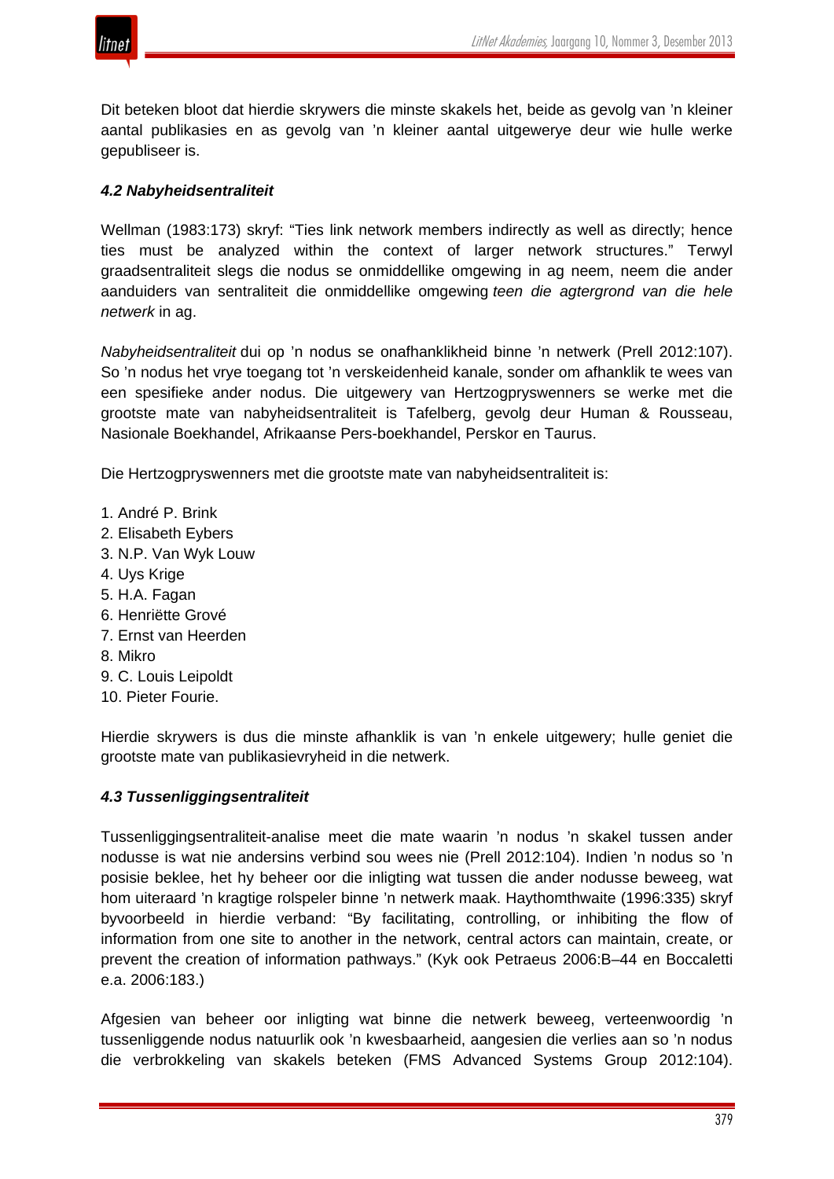Dit beteken bloot dat hierdie skrywers die minste skakels het, beide as gevolg van 'n kleiner aantal publikasies en as gevolg van 'n kleiner aantal uitgewerye deur wie hulle werke gepubliseer is.

### *4.2 Nabyheidsentraliteit*

Wellman (1983:173) skryf: "Ties link network members indirectly as well as directly; hence ties must be analyzed within the context of larger network structures." Terwyl graadsentraliteit slegs die nodus se onmiddellike omgewing in ag neem, neem die ander aanduiders van sentraliteit die onmiddellike omgewing *teen die agtergrond van die hele netwerk* in ag.

*Nabyheidsentraliteit* dui op 'n nodus se onafhanklikheid binne 'n netwerk (Prell 2012:107). So 'n nodus het vrye toegang tot 'n verskeidenheid kanale, sonder om afhanklik te wees van een spesifieke ander nodus. Die uitgewery van Hertzogpryswenners se werke met die grootste mate van nabyheidsentraliteit is Tafelberg, gevolg deur Human & Rousseau, Nasionale Boekhandel, Afrikaanse Pers-boekhandel, Perskor en Taurus.

Die Hertzogpryswenners met die grootste mate van nabyheidsentraliteit is:

1. André P. Brink
2. Elisabeth Eybers
3. N.P. Van Wyk Louw
4. Uys Krige
5. H.A. Fagan
6. Henriëtte Grové
7. Ernst van Heerden
8. Mikro
9. C. Louis Leipoldt
10. Pieter Fourie.

Hierdie skrywers is dus die minste afhanklik is van 'n enkele uitgewery; hulle geniet die grootste mate van publikasievryheid in die netwerk.

### *4.3 Tussenliggingsentraliteit*

Tussenliggingsentraliteit-analise meet die mate waarin 'n nodus 'n skakel tussen ander nodusse is wat nie andersins verbind sou wees nie (Prell 2012:104). Indien 'n nodus so 'n posisie beklee, het hy beheer oor die inligting wat tussen die ander nodusse beweeg, wat hom uiteraard 'n kragtige rolspeler binne 'n netwerk maak. Haythomthwaite (1996:335) skryf byvoorbeeld in hierdie verband: "By facilitating, controlling, or inhibiting the flow of information from one site to another in the network, central actors can maintain, create, or prevent the creation of information pathways." (Kyk ook Petraeus 2006:B–44 en Boccaletti e.a. 2006:183.)

Afgesien van beheer oor inligting wat binne die netwerk beweeg, verteenwoordig 'n tussenliggende nodus natuurlik ook 'n kwesbaarheid, aangesien die verlies aan so 'n nodus die verbrokkeling van skakels beteken (FMS Advanced Systems Group 2012:104).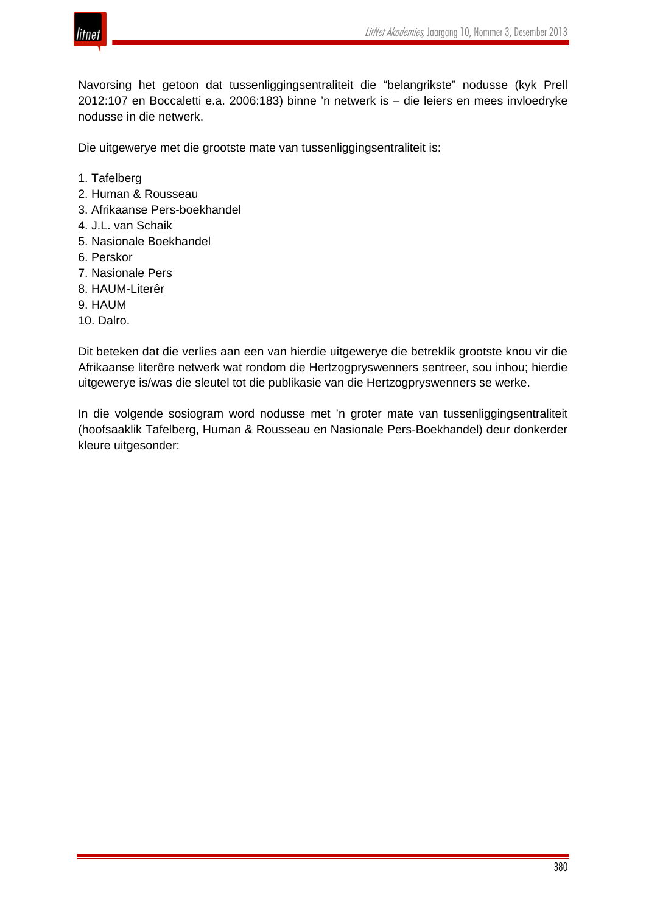Navorsing het getoon dat tussenliggingsentraliteit die "belangrikste" nodusse (kyk Prell 2012:107 en Boccaletti e.a. 2006:183) binne 'n netwerk is – die leiers en mees invloedryke nodusse in die netwerk.

Die uitgewerye met die grootste mate van tussenliggingsentraliteit is:

1. Tafelberg
2. Human & Rousseau
3. Afrikaanse Pers-boekhandel
4. J.L. van Schaik
5. Nasionale Boekhandel
6. Perskor
7. Nasionale Pers
8. HAUM-Literêr
9. HAUM
10. Dalro.

Dit beteken dat die verlies aan een van hierdie uitgewerye die betreklik grootste knou vir die Afrikaanse literêre netwerk wat rondom die Hertzogpryswenners sentreer, sou inhou; hierdie uitgewerye is/was die sleutel tot die publikasie van die Hertzogpryswenners se werke.

In die volgende sosiogram word nodusse met 'n groter mate van tussenliggingsentraliteit (hoofsaaklik Tafelberg, Human & Rousseau en Nasionale Pers-Boekhandel) deur donkerder kleure uitgesonder: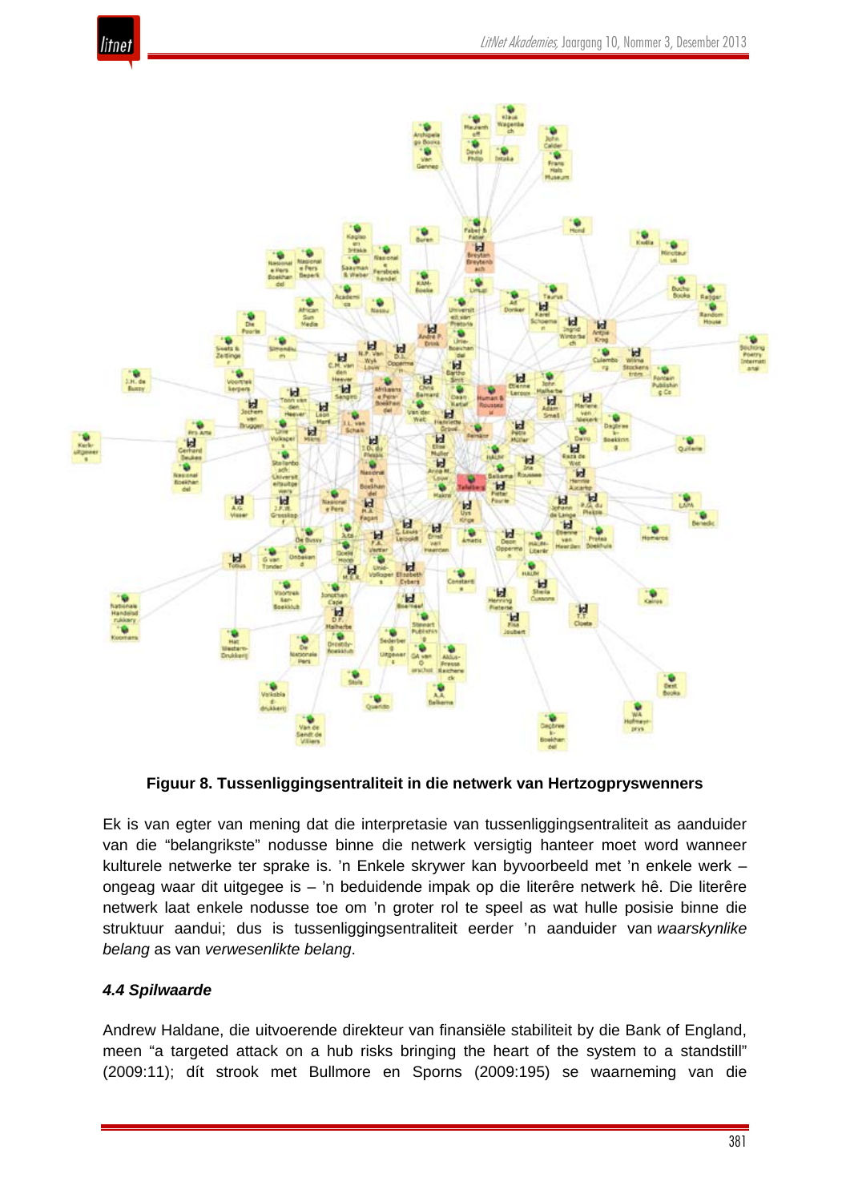**Figuur 8. Tussenliggingsentraliteit in die netwerk van Hertzogpryswenners**

Ek is van egter van mening dat die interpretasie van tussenliggingsentraliteit as aanduider van die "belangrikste" nodusse binne die netwerk versigtig hanteer moet word wanneer kulturele netwerke ter sprake is. 'n Enkele skrywer kan byvoorbeeld met 'n enkele werk – ongeag waar dit uitgegee is – 'n beduidende impak op die literêre netwerk hê. Die literêre netwerk laat enkele nodusse toe om 'n groter rol te speel as wat hulle posisie binne die struktuur aandui; dus is tussenliggingsentraliteit eerder 'n aanduider van *waarskynlike belang* as van *verwesenlikte belang*.

### *4.4 Spilwaarde*

Andrew Haldane, die uitvoerende direkteur van finansiële stabiliteit by die Bank of England, meen "a targeted attack on a hub risks bringing the heart of the system to a standstill" (2009:11); dít strook met Bullmore en Sporns (2009:195) se waarneming van die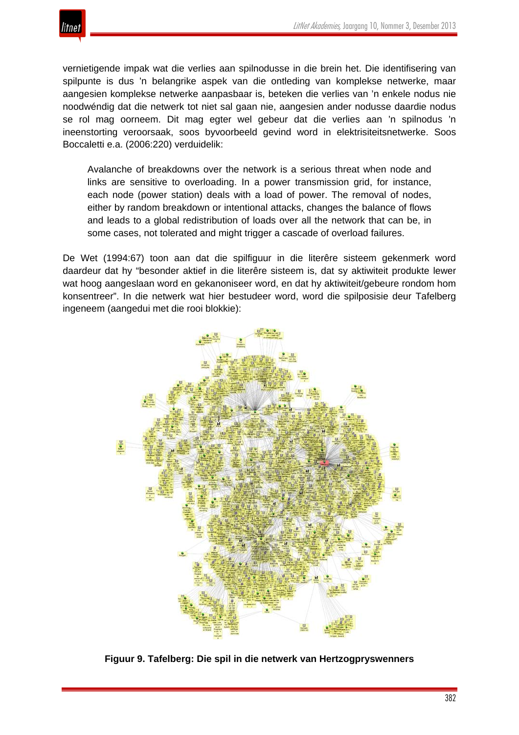vernietigende impak wat die verlies aan spilnodusse in die brein het. Die identifisering van spilpunte is dus 'n belangrike aspek van die ontleding van komplekse netwerke, maar aangesien komplekse netwerke aanpasbaar is, beteken die verlies van 'n enkele nodus nie noodwéndig dat die netwerk tot niet sal gaan nie, aangesien ander nodusse daardie nodus se rol mag oorneem. Dit mag egter wel gebeur dat die verlies aan 'n spilnodus 'n ineenstorting veroorsaak, soos byvoorbeeld gevind word in elektrisiteitsnetwerke. Soos Boccaletti e.a. (2006:220) verduidelik:

> Avalanche of breakdowns over the network is a serious threat when node and links are sensitive to overloading. In a power transmission grid, for instance, each node (power station) deals with a load of power. The removal of nodes, either by random breakdown or intentional attacks, changes the balance of flows and leads to a global redistribution of loads over all the network that can be, in some cases, not tolerated and might trigger a cascade of overload failures.

De Wet (1994:67) toon aan dat die spilfiguur in die literêre sisteem gekenmerk word daardeur dat hy "besonder aktief in die literêre sisteem is, dat sy aktiwiteit produkte lewer wat hoog aangeslaan word en gekanoniseer word, en dat hy aktiwiteit/gebeure rondom hom konsentreer". In die netwerk wat hier bestudeer word, word die spilposisie deur Tafelberg ingeneem (aangedui met die rooi blokkie):

**Figuur 9. Tafelberg: Die spil in die netwerk van Hertzogpryswenners**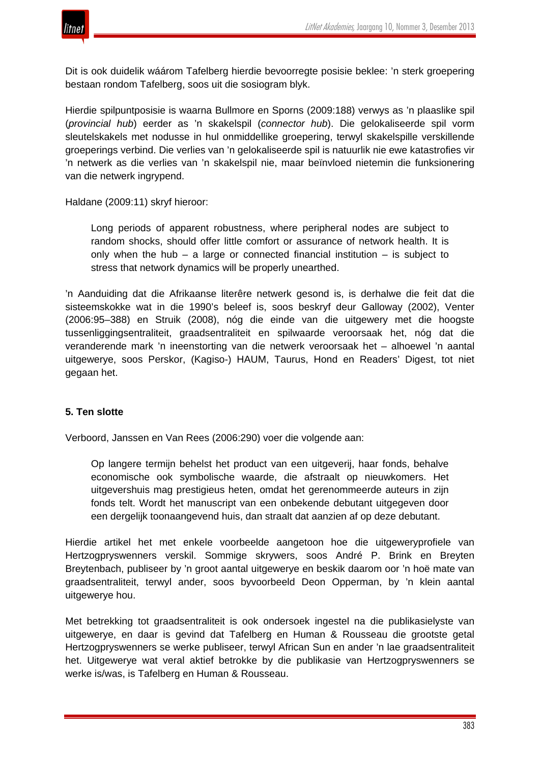Dit is ook duidelik wáárom Tafelberg hierdie bevoorregte posisie beklee: 'n sterk groepering bestaan rondom Tafelberg, soos uit die sosiogram blyk.

Hierdie spilpuntposisie is waarna Bullmore en Sporns (2009:188) verwys as 'n plaaslike spil (*provincial hub*) eerder as 'n skakelspil (*connector hub*). Die gelokaliseerde spil vorm sleutelskakels met nodusse in hul onmiddellike groepering, terwyl skakelspille verskillende groeperings verbind. Die verlies van 'n gelokaliseerde spil is natuurlik nie ewe katastrofies vir 'n netwerk as die verlies van 'n skakelspil nie, maar beïnvloed nietemin die funksionering van die netwerk ingrypend.

Haldane (2009:11) skryf hieroor:

> Long periods of apparent robustness, where peripheral nodes are subject to random shocks, should offer little comfort or assurance of network health. It is only when the hub – a large or connected financial institution – is subject to stress that network dynamics will be properly unearthed.

'n Aanduiding dat die Afrikaanse literêre netwerk gesond is, is derhalwe die feit dat die sisteemskokke wat in die 1990's beleef is, soos beskryf deur Galloway (2002), Venter (2006:95–388) en Struik (2008), nóg die einde van die uitgewery met die hoogste tussenliggingsentraliteit, graadsentraliteit en spilwaarde veroorsaak het, nóg dat die veranderende mark 'n ineenstorting van die netwerk veroorsaak het – alhoewel 'n aantal uitgewerye, soos Perskor, (Kagiso-) HAUM, Taurus, Hond en Readers' Digest, tot niet gegaan het.

## 5. Ten slotte

Verboord, Janssen en Van Rees (2006:290) voer die volgende aan:

> Op langere termijn behelst het product van een uitgeverij, haar fonds, behalve economische ook symbolische waarde, die afstraalt op nieuwkomers. Het uitgevershuis mag prestigieus heten, omdat het gerenommeerde auteurs in zijn fonds telt. Wordt het manuscript van een onbekende debutant uitgegeven door een dergelijk toonaangevend huis, dan straalt dat aanzien af op deze debutant.

Hierdie artikel het met enkele voorbeelde aangetoon hoe die uitgeweryprofiele van Hertzogpryswenners verskil. Sommige skrywers, soos André P. Brink en Breyten Breytenbach, publiseer by 'n groot aantal uitgewerye en beskik daarom oor 'n hoë mate van graadsentraliteit, terwyl ander, soos byvoorbeeld Deon Opperman, by 'n klein aantal uitgewerye hou.

Met betrekking tot graadsentraliteit is ook ondersoek ingestel na die publikasielyste van uitgewerye, en daar is gevind dat Tafelberg en Human & Rousseau die grootste getal Hertzogpryswenners se werke publiseer, terwyl African Sun en ander 'n lae graadsentraliteit het. Uitgewerye wat veral aktief betrokke by die publikasie van Hertzogpryswenners se werke is/was, is Tafelberg en Human & Rousseau.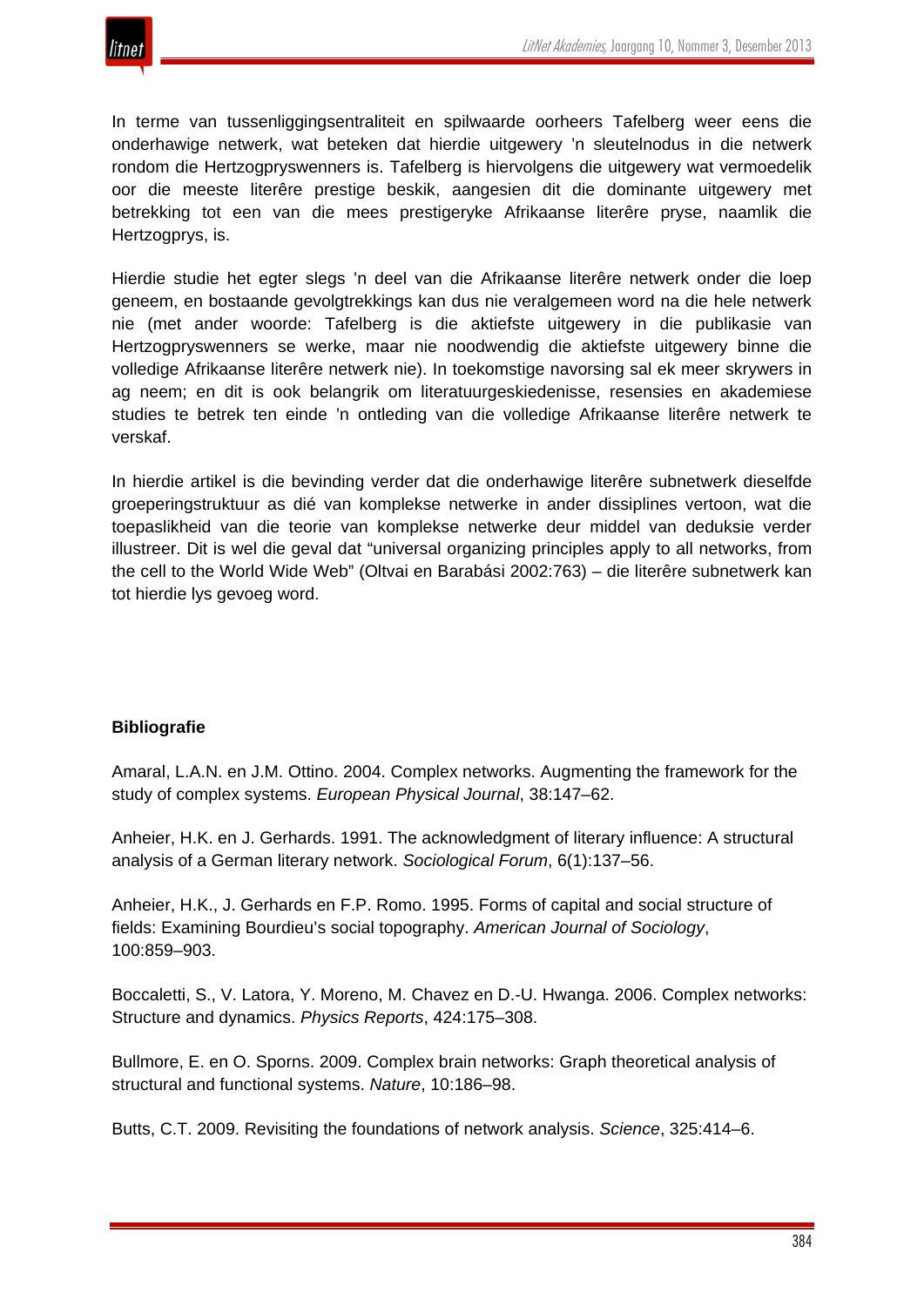In terme van tussenliggingsentraliteit en spilwaarde oorheers Tafelberg weer eens die onderhawige netwerk, wat beteken dat hierdie uitgewery 'n sleutelnodus in die netwerk rondom die Hertzogpryswenners is. Tafelberg is hiervolgens die uitgewery wat vermoedelik oor die meeste literêre prestige beskik, aangesien dit die dominante uitgewery met betrekking tot een van die mees prestigeryke Afrikaanse literêre pryse, naamlik die Hertzogprys, is.

Hierdie studie het egter slegs 'n deel van die Afrikaanse literêre netwerk onder die loep geneem, en bostaande gevolgtrekkings kan dus nie veralgemeen word na die hele netwerk nie (met ander woorde: Tafelberg is die aktiefste uitgewery in die publikasie van Hertzogpryswenners se werke, maar nie noodwendig die aktiefste uitgewery binne die volledige Afrikaanse literêre netwerk nie). In toekomstige navorsing sal ek meer skrywers in ag neem; en dit is ook belangrik om literatuurgeskiedenisse, resensies en akademiese studies te betrek ten einde 'n ontleding van die volledige Afrikaanse literêre netwerk te verskaf.

In hierdie artikel is die bevinding verder dat die onderhawige literêre subnetwerk dieselfde groeperingstruktuur as dié van komplekse netwerke in ander dissiplines vertoon, wat die toepaslikheid van die teorie van komplekse netwerke deur middel van deduksie verder illustreer. Dit is wel die geval dat "universal organizing principles apply to all networks, from the cell to the World Wide Web" (Oltvai en Barabási 2002:763) – die literêre subnetwerk kan tot hierdie lys gevoeg word.

**Bibliografie**

Amaral, L.A.N. en J.M. Ottino. 2004. Complex networks. Augmenting the framework for the study of complex systems. *European Physical Journal*, 38:147–62.

Anheier, H.K. en J. Gerhards. 1991. The acknowledgment of literary influence: A structural analysis of a German literary network. *Sociological Forum*, 6(1):137–56.

Anheier, H.K., J. Gerhards en F.P. Romo. 1995. Forms of capital and social structure of fields: Examining Bourdieu's social topography. *American Journal of Sociology*, 100:859–903.

Boccaletti, S., V. Latora, Y. Moreno, M. Chavez en D.-U. Hwanga. 2006. Complex networks: Structure and dynamics. *Physics Reports*, 424:175–308.

Bullmore, E. en O. Sporns. 2009. Complex brain networks: Graph theoretical analysis of structural and functional systems. *Nature*, 10:186–98.

Butts, C.T. 2009. Revisiting the foundations of network analysis. *Science*, 325:414–6.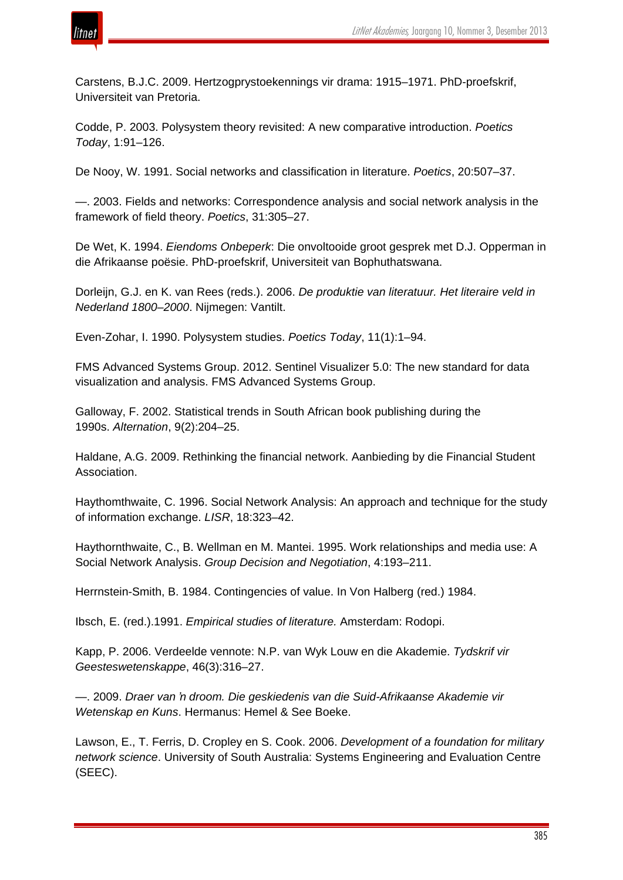Carstens, B.J.C. 2009. Hertzogprystoekennings vir drama: 1915–1971. PhD-proefskrif, Universiteit van Pretoria.

Codde, P. 2003. Polysystem theory revisited: A new comparative introduction. *Poetics Today*, 1:91–126.

De Nooy, W. 1991. Social networks and classification in literature. *Poetics*, 20:507–37.

—. 2003. Fields and networks: Correspondence analysis and social network analysis in the framework of field theory. *Poetics*, 31:305–27.

De Wet, K. 1994. *Eiendoms Onbeperk*: Die onvoltooide groot gesprek met D.J. Opperman in die Afrikaanse poësie. PhD-proefskrif, Universiteit van Bophuthatswana.

Dorleijn, G.J. en K. van Rees (reds.). 2006. *De produktie van literatuur. Het literaire veld in Nederland 1800–2000*. Nijmegen: Vantilt.

Even-Zohar, I. 1990. Polysystem studies. *Poetics Today*, 11(1):1–94.

FMS Advanced Systems Group. 2012. Sentinel Visualizer 5.0: The new standard for data visualization and analysis. FMS Advanced Systems Group.

Galloway, F. 2002. Statistical trends in South African book publishing during the 1990s. *Alternation*, 9(2):204–25.

Haldane, A.G. 2009. Rethinking the financial network. Aanbieding by die Financial Student Association.

Haythomthwaite, C. 1996. Social Network Analysis: An approach and technique for the study of information exchange. *LISR*, 18:323–42.

Haythornthwaite, C., B. Wellman en M. Mantei. 1995. Work relationships and media use: A Social Network Analysis. *Group Decision and Negotiation*, 4:193–211.

Herrnstein-Smith, B. 1984. Contingencies of value. In Von Halberg (red.) 1984.

Ibsch, E. (red.).1991. *Empirical studies of literature.* Amsterdam: Rodopi.

Kapp, P. 2006. Verdeelde vennote: N.P. van Wyk Louw en die Akademie. *Tydskrif vir Geesteswetenskappe*, 46(3):316–27.

—. 2009. *Draer van 'n droom. Die geskiedenis van die Suid-Afrikaanse Akademie vir Wetenskap en Kuns*. Hermanus: Hemel & See Boeke.

Lawson, E., T. Ferris, D. Cropley en S. Cook. 2006. *Development of a foundation for military network science*. University of South Australia: Systems Engineering and Evaluation Centre (SEEC).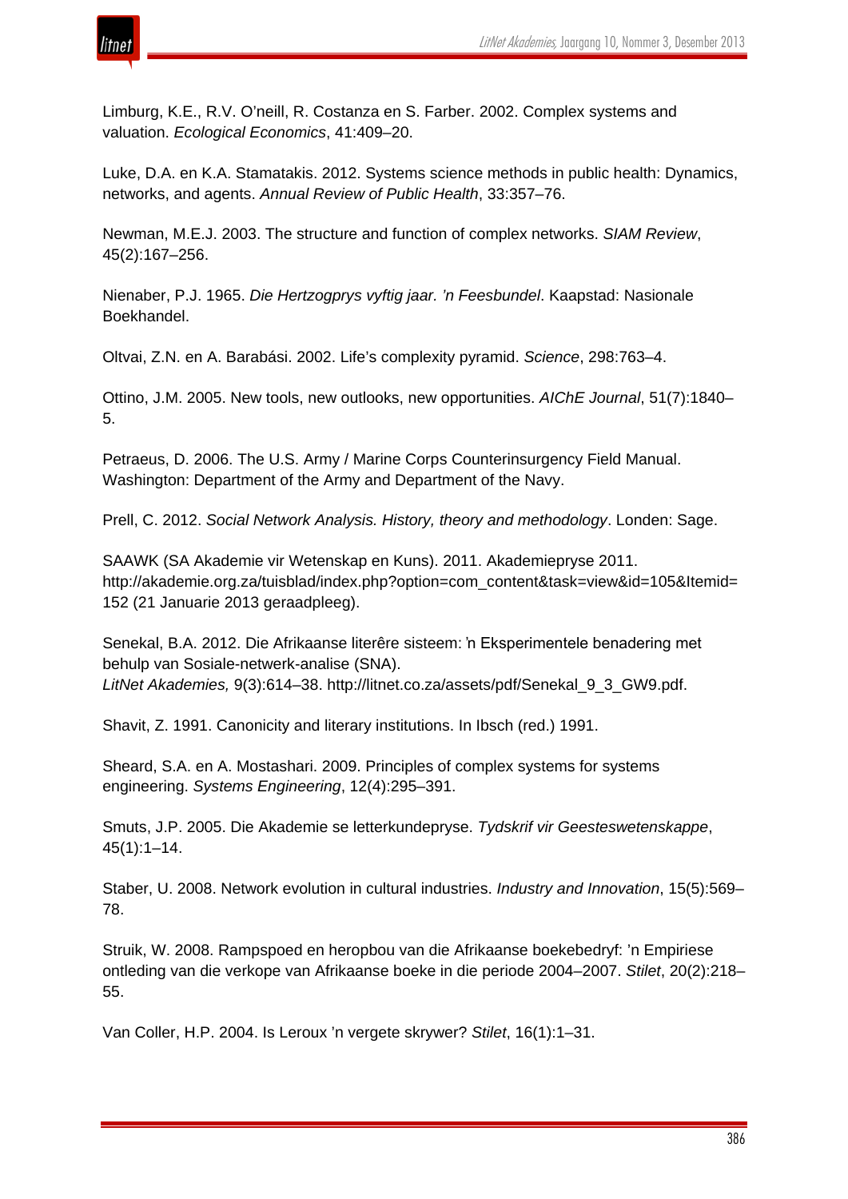Limburg, K.E., R.V. O'neill, R. Costanza en S. Farber. 2002. Complex systems and valuation. *Ecological Economics*, 41:409–20.

Luke, D.A. en K.A. Stamatakis. 2012. Systems science methods in public health: Dynamics, networks, and agents. *Annual Review of Public Health*, 33:357–76.

Newman, M.E.J. 2003. The structure and function of complex networks. *SIAM Review*, 45(2):167–256.

Nienaber, P.J. 1965. *Die Hertzogprys vyftig jaar. 'n Feesbundel*. Kaapstad: Nasionale Boekhandel.

Oltvai, Z.N. en A. Barabási. 2002. Life's complexity pyramid. *Science*, 298:763–4.

Ottino, J.M. 2005. New tools, new outlooks, new opportunities. *AIChE Journal*, 51(7):1840–5.

Petraeus, D. 2006. The U.S. Army / Marine Corps Counterinsurgency Field Manual. Washington: Department of the Army and Department of the Navy.

Prell, C. 2012. *Social Network Analysis. History, theory and methodology*. Londen: Sage.

SAAWK (SA Akademie vir Wetenskap en Kuns). 2011. Akademiepryse 2011. http://akademie.org.za/tuisblad/index.php?option=com_content&task=view&id=105&Itemid=152 (21 Januarie 2013 geraadpleeg).

Senekal, B.A. 2012. Die Afrikaanse literêre sisteem: 'n Eksperimentele benadering met behulp van Sosiale-netwerk-analise (SNA). *LitNet Akademies,* 9(3):614–38. http://litnet.co.za/assets/pdf/Senekal_9_3_GW9.pdf.

Shavit, Z. 1991. Canonicity and literary institutions. In Ibsch (red.) 1991.

Sheard, S.A. en A. Mostashari. 2009. Principles of complex systems for systems engineering. *Systems Engineering*, 12(4):295–391.

Smuts, J.P. 2005. Die Akademie se letterkundepryse. *Tydskrif vir Geesteswetenskappe*, 45(1):1–14.

Staber, U. 2008. Network evolution in cultural industries. *Industry and Innovation*, 15(5):569–78.

Struik, W. 2008. Rampspoed en heropbou van die Afrikaanse boekebedryf: 'n Empiriese ontleding van die verkope van Afrikaanse boeke in die periode 2004–2007. *Stilet*, 20(2):218–55.

Van Coller, H.P. 2004. Is Leroux 'n vergete skrywer? *Stilet*, 16(1):1–31.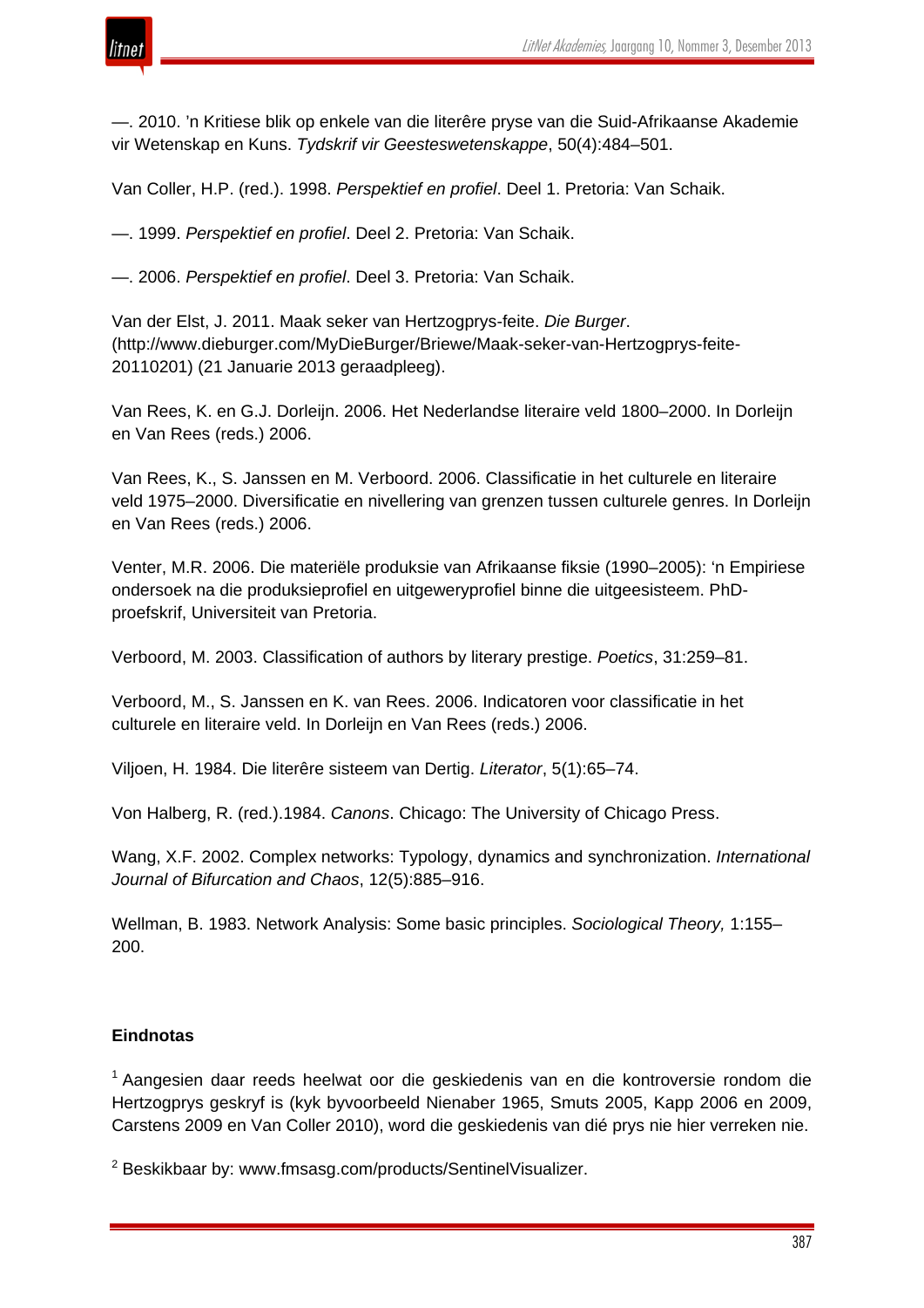—. 2010. ’n Kritiese blik op enkele van die literêre pryse van die Suid-Afrikaanse Akademie vir Wetenskap en Kuns. *Tydskrif vir Geesteswetenskappe*, 50(4):484–501.

Van Coller, H.P. (red.). 1998. *Perspektief en profiel*. Deel 1. Pretoria: Van Schaik.

—. 1999. *Perspektief en profiel*. Deel 2. Pretoria: Van Schaik.

—. 2006. *Perspektief en profiel*. Deel 3. Pretoria: Van Schaik.

Van der Elst, J. 2011. Maak seker van Hertzogprys-feite. *Die Burger*. (http://www.dieburger.com/MyDieBurger/Briewe/Maak-seker-van-Hertzogprys-feite-20110201) (21 Januarie 2013 geraadpleeg).

Van Rees, K. en G.J. Dorleijn. 2006. Het Nederlandse literaire veld 1800–2000. In Dorleijn en Van Rees (reds.) 2006.

Van Rees, K., S. Janssen en M. Verboord. 2006. Classificatie in het culturele en literaire veld 1975–2000. Diversificatie en nivellering van grenzen tussen culturele genres. In Dorleijn en Van Rees (reds.) 2006.

Venter, M.R. 2006. Die materiële produksie van Afrikaanse fiksie (1990–2005): ‘n Empiriese ondersoek na die produksieprofiel en uitgeweryprofiel binne die uitgeesisteem. PhD-proefskrif, Universiteit van Pretoria.

Verboord, M. 2003. Classification of authors by literary prestige. *Poetics*, 31:259–81.

Verboord, M., S. Janssen en K. van Rees. 2006. Indicatoren voor classificatie in het culturele en literaire veld. In Dorleijn en Van Rees (reds.) 2006.

Viljoen, H. 1984. Die literêre sisteem van Dertig. *Literator*, 5(1):65–74.

Von Halberg, R. (red.).1984. *Canons*. Chicago: The University of Chicago Press.

Wang, X.F. 2002. Complex networks: Typology, dynamics and synchronization. *International Journal of Bifurcation and Chaos*, 12(5):885–916.

Wellman, B. 1983. Network Analysis: Some basic principles. *Sociological Theory,* 1:155–200.

## Eindnotas

[1] Aangesien daar reeds heelwat oor die geskiedenis van en die kontroversie rondom die Hertzogprys geskryf is (kyk byvoorbeeld Nienaber 1965, Smuts 2005, Kapp 2006 en 2009, Carstens 2009 en Van Coller 2010), word die geskiedenis van dié prys nie hier verreken nie.

[2] Beskikbaar by: www.fmsasg.com/products/SentinelVisualizer.